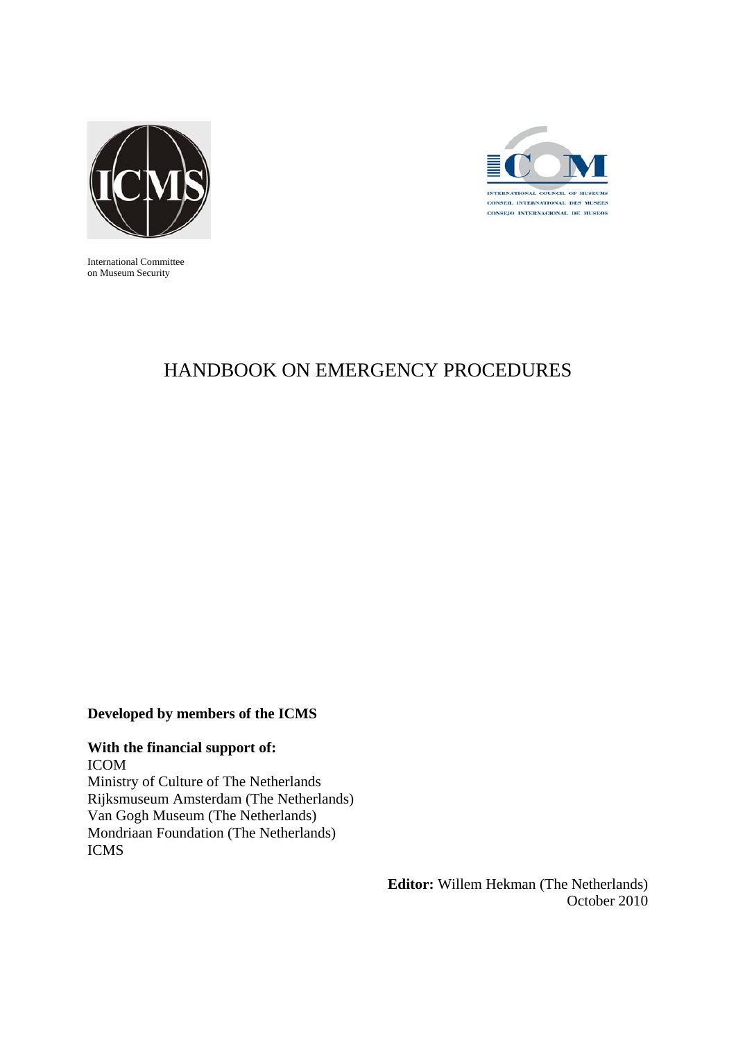International Committee
on Museum Security

# HANDBOOK ON EMERGENCY PROCEDURES

**Developed by members of the ICMS**

**With the financial support of:**
ICOM
Ministry of Culture of The Netherlands
Rijksmuseum Amsterdam (The Netherlands)
Van Gogh Museum (The Netherlands)
Mondriaan Foundation (The Netherlands)
ICMS

**Editor:** Willem Hekman (The Netherlands)
October 2010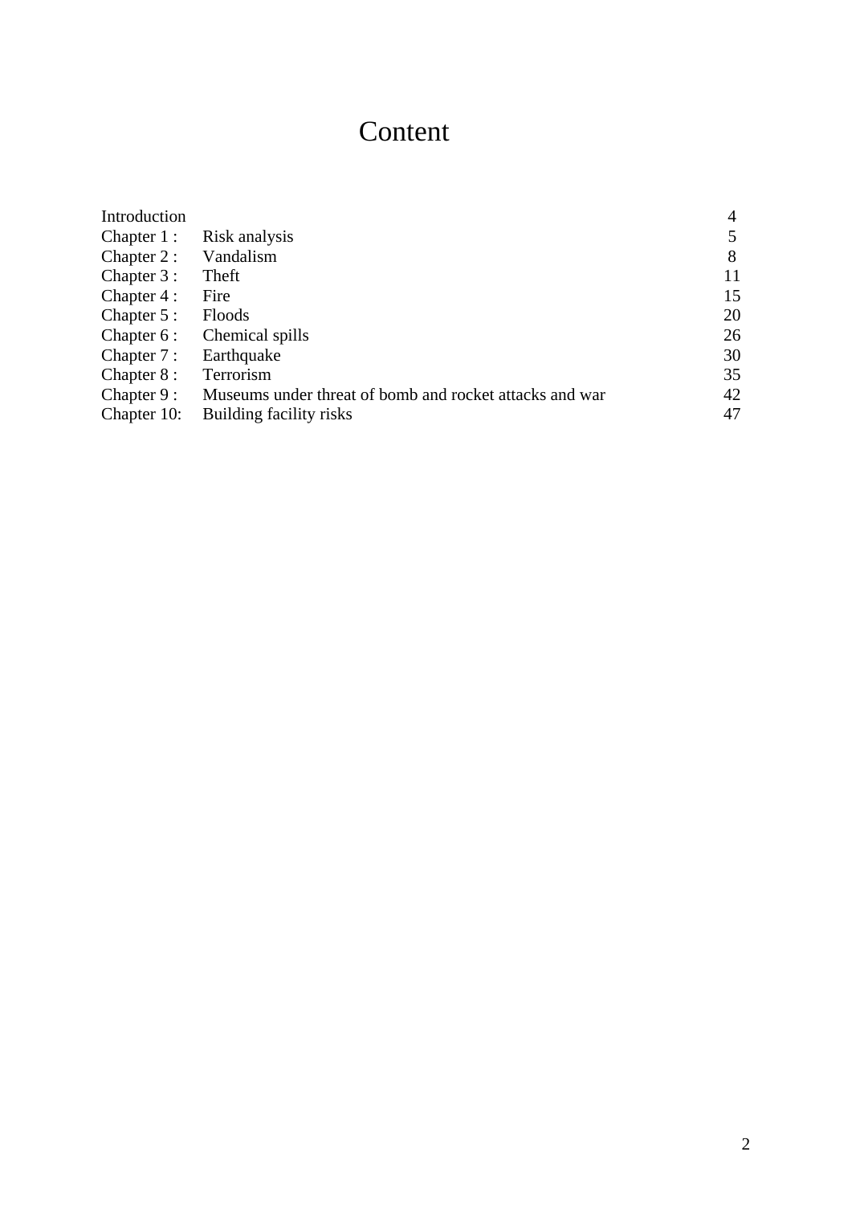# Content

| | | |
|---|---|---|
| Introduction | | 4 |
| Chapter 1 : | Risk analysis | 5 |
| Chapter 2 : | Vandalism | 8 |
| Chapter 3 : | Theft | 11 |
| Chapter 4 : | Fire | 15 |
| Chapter 5 : | Floods | 20 |
| Chapter 6 : | Chemical spills | 26 |
| Chapter 7 : | Earthquake | 30 |
| Chapter 8 : | Terrorism | 35 |
| Chapter 9 : | Museums under threat of bomb and rocket attacks and war | 42 |
| Chapter 10: | Building facility risks | 47 |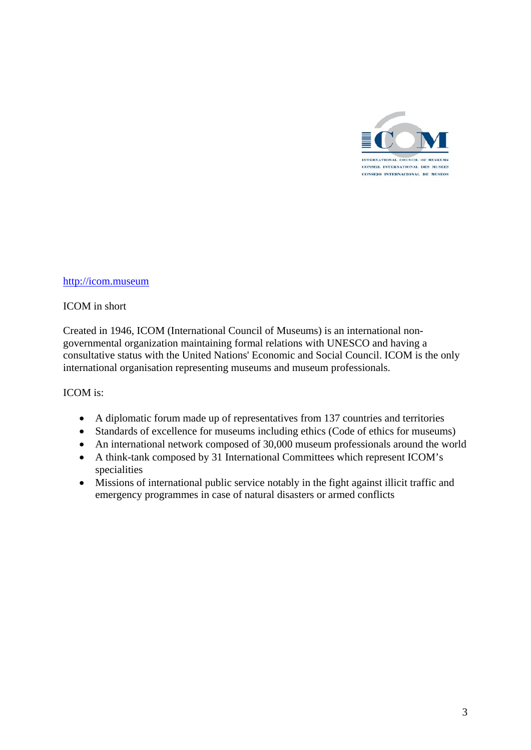http://icom.museum

ICOM in short

Created in 1946, ICOM (International Council of Museums) is an international non-governmental organization maintaining formal relations with UNESCO and having a consultative status with the United Nations' Economic and Social Council. ICOM is the only international organisation representing museums and museum professionals.

ICOM is:

- A diplomatic forum made up of representatives from 137 countries and territories
- Standards of excellence for museums including ethics (Code of ethics for museums)
- An international network composed of 30,000 museum professionals around the world
- A think-tank composed by 31 International Committees which represent ICOM's specialities
- Missions of international public service notably in the fight against illicit traffic and emergency programmes in case of natural disasters or armed conflicts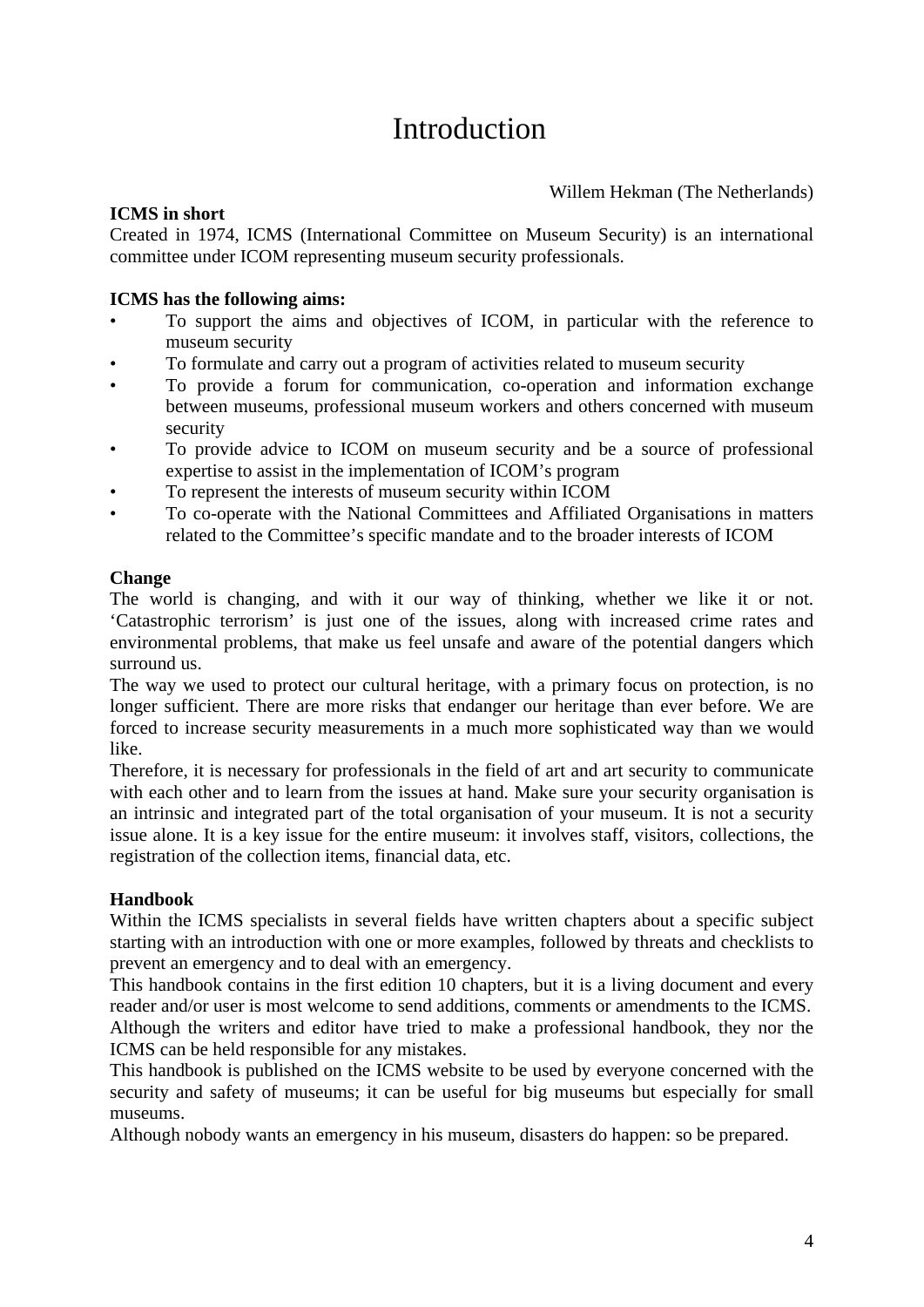# Introduction

Willem Hekman (The Netherlands)

**ICMS in short**

Created in 1974, ICMS (International Committee on Museum Security) is an international committee under ICOM representing museum security professionals.

**ICMS has the following aims:**

- To support the aims and objectives of ICOM, in particular with the reference to museum security
- To formulate and carry out a program of activities related to museum security
- To provide a forum for communication, co-operation and information exchange between museums, professional museum workers and others concerned with museum security
- To provide advice to ICOM on museum security and be a source of professional expertise to assist in the implementation of ICOM's program
- To represent the interests of museum security within ICOM
- To co-operate with the National Committees and Affiliated Organisations in matters related to the Committee's specific mandate and to the broader interests of ICOM

**Change**

The world is changing, and with it our way of thinking, whether we like it or not. 'Catastrophic terrorism' is just one of the issues, along with increased crime rates and environmental problems, that make us feel unsafe and aware of the potential dangers which surround us.

The way we used to protect our cultural heritage, with a primary focus on protection, is no longer sufficient. There are more risks that endanger our heritage than ever before. We are forced to increase security measurements in a much more sophisticated way than we would like.

Therefore, it is necessary for professionals in the field of art and art security to communicate with each other and to learn from the issues at hand. Make sure your security organisation is an intrinsic and integrated part of the total organisation of your museum. It is not a security issue alone. It is a key issue for the entire museum: it involves staff, visitors, collections, the registration of the collection items, financial data, etc.

**Handbook**

Within the ICMS specialists in several fields have written chapters about a specific subject starting with an introduction with one or more examples, followed by threats and checklists to prevent an emergency and to deal with an emergency.

This handbook contains in the first edition 10 chapters, but it is a living document and every reader and/or user is most welcome to send additions, comments or amendments to the ICMS.

Although the writers and editor have tried to make a professional handbook, they nor the ICMS can be held responsible for any mistakes.

This handbook is published on the ICMS website to be used by everyone concerned with the security and safety of museums; it can be useful for big museums but especially for small museums.

Although nobody wants an emergency in his museum, disasters do happen: so be prepared.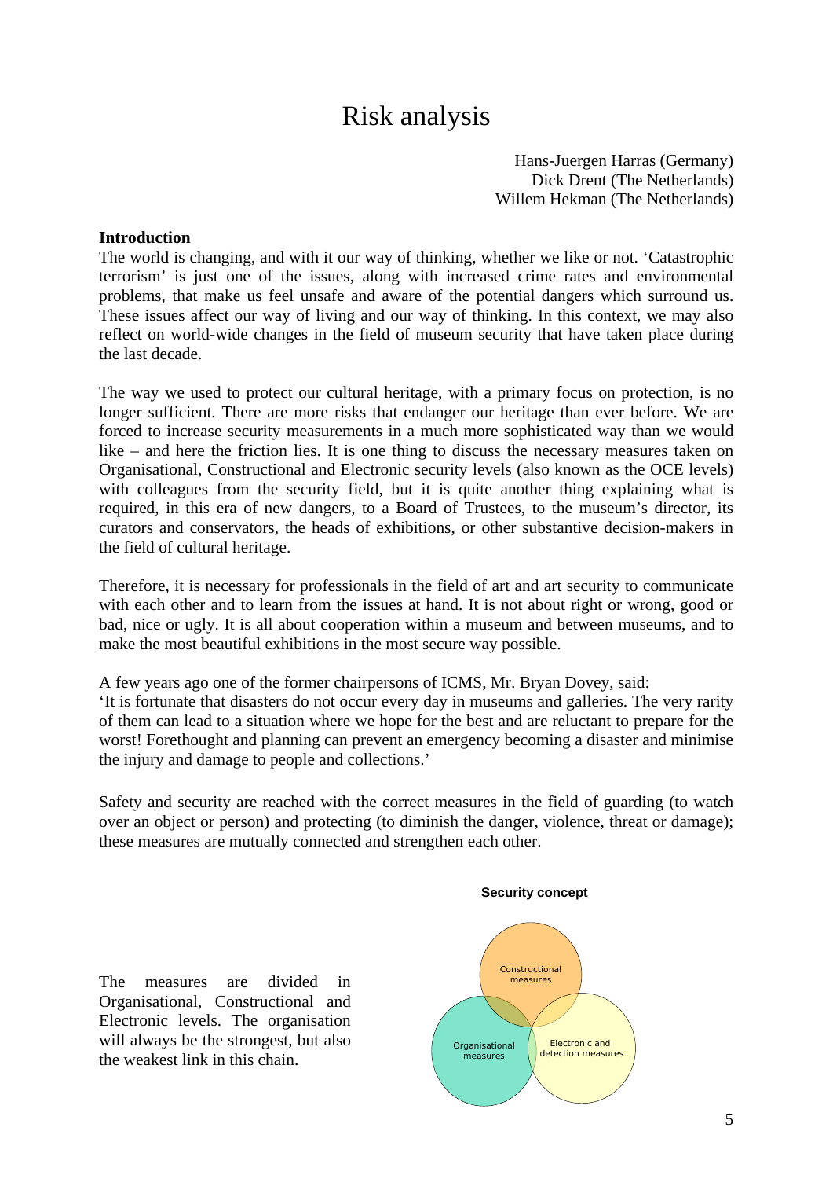# Risk analysis

Hans-Juergen Harras (Germany)
Dick Drent (The Netherlands)
Willem Hekman (The Netherlands)

**Introduction**

The world is changing, and with it our way of thinking, whether we like or not. 'Catastrophic terrorism' is just one of the issues, along with increased crime rates and environmental problems, that make us feel unsafe and aware of the potential dangers which surround us. These issues affect our way of living and our way of thinking. In this context, we may also reflect on world-wide changes in the field of museum security that have taken place during the last decade.

The way we used to protect our cultural heritage, with a primary focus on protection, is no longer sufficient. There are more risks that endanger our heritage than ever before. We are forced to increase security measurements in a much more sophisticated way than we would like – and here the friction lies. It is one thing to discuss the necessary measures taken on Organisational, Constructional and Electronic security levels (also known as the OCE levels) with colleagues from the security field, but it is quite another thing explaining what is required, in this era of new dangers, to a Board of Trustees, to the museum's director, its curators and conservators, the heads of exhibitions, or other substantive decision-makers in the field of cultural heritage.

Therefore, it is necessary for professionals in the field of art and art security to communicate with each other and to learn from the issues at hand. It is not about right or wrong, good or bad, nice or ugly. It is all about cooperation within a museum and between museums, and to make the most beautiful exhibitions in the most secure way possible.

A few years ago one of the former chairpersons of ICMS, Mr. Bryan Dovey, said:
'It is fortunate that disasters do not occur every day in museums and galleries. The very rarity of them can lead to a situation where we hope for the best and are reluctant to prepare for the worst! Forethought and planning can prevent an emergency becoming a disaster and minimise the injury and damage to people and collections.'

Safety and security are reached with the correct measures in the field of guarding (to watch over an object or person) and protecting (to diminish the danger, violence, threat or damage); these measures are mutually connected and strengthen each other.

The measures are divided in Organisational, Constructional and Electronic levels. The organisation will always be the strongest, but also the weakest link in this chain.

**Security concept**

Constructional measures

Organisational measures

Electronic and detection measures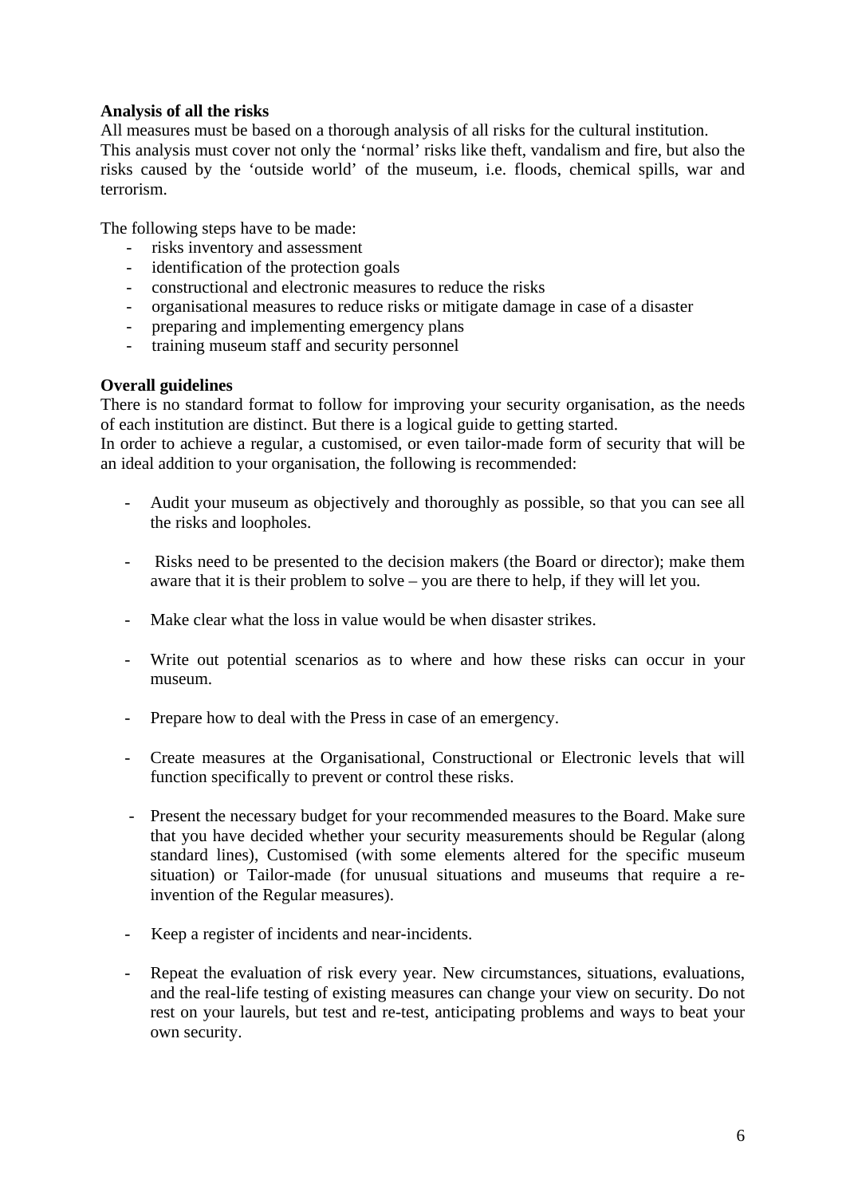**Analysis of all the risks**

All measures must be based on a thorough analysis of all risks for the cultural institution.
This analysis must cover not only the 'normal' risks like theft, vandalism and fire, but also the risks caused by the 'outside world' of the museum, i.e. floods, chemical spills, war and terrorism.

The following steps have to be made:

- risks inventory and assessment
- identification of the protection goals
- constructional and electronic measures to reduce the risks
- organisational measures to reduce risks or mitigate damage in case of a disaster
- preparing and implementing emergency plans
- training museum staff and security personnel

**Overall guidelines**

There is no standard format to follow for improving your security organisation, as the needs of each institution are distinct. But there is a logical guide to getting started.
In order to achieve a regular, a customised, or even tailor-made form of security that will be an ideal addition to your organisation, the following is recommended:

- Audit your museum as objectively and thoroughly as possible, so that you can see all the risks and loopholes.

- Risks need to be presented to the decision makers (the Board or director); make them aware that it is their problem to solve – you are there to help, if they will let you.

- Make clear what the loss in value would be when disaster strikes.

- Write out potential scenarios as to where and how these risks can occur in your museum.

- Prepare how to deal with the Press in case of an emergency.

- Create measures at the Organisational, Constructional or Electronic levels that will function specifically to prevent or control these risks.

- Present the necessary budget for your recommended measures to the Board. Make sure that you have decided whether your security measurements should be Regular (along standard lines), Customised (with some elements altered for the specific museum situation) or Tailor-made (for unusual situations and museums that require a re-invention of the Regular measures).

- Keep a register of incidents and near-incidents.

- Repeat the evaluation of risk every year. New circumstances, situations, evaluations, and the real-life testing of existing measures can change your view on security. Do not rest on your laurels, but test and re-test, anticipating problems and ways to beat your own security.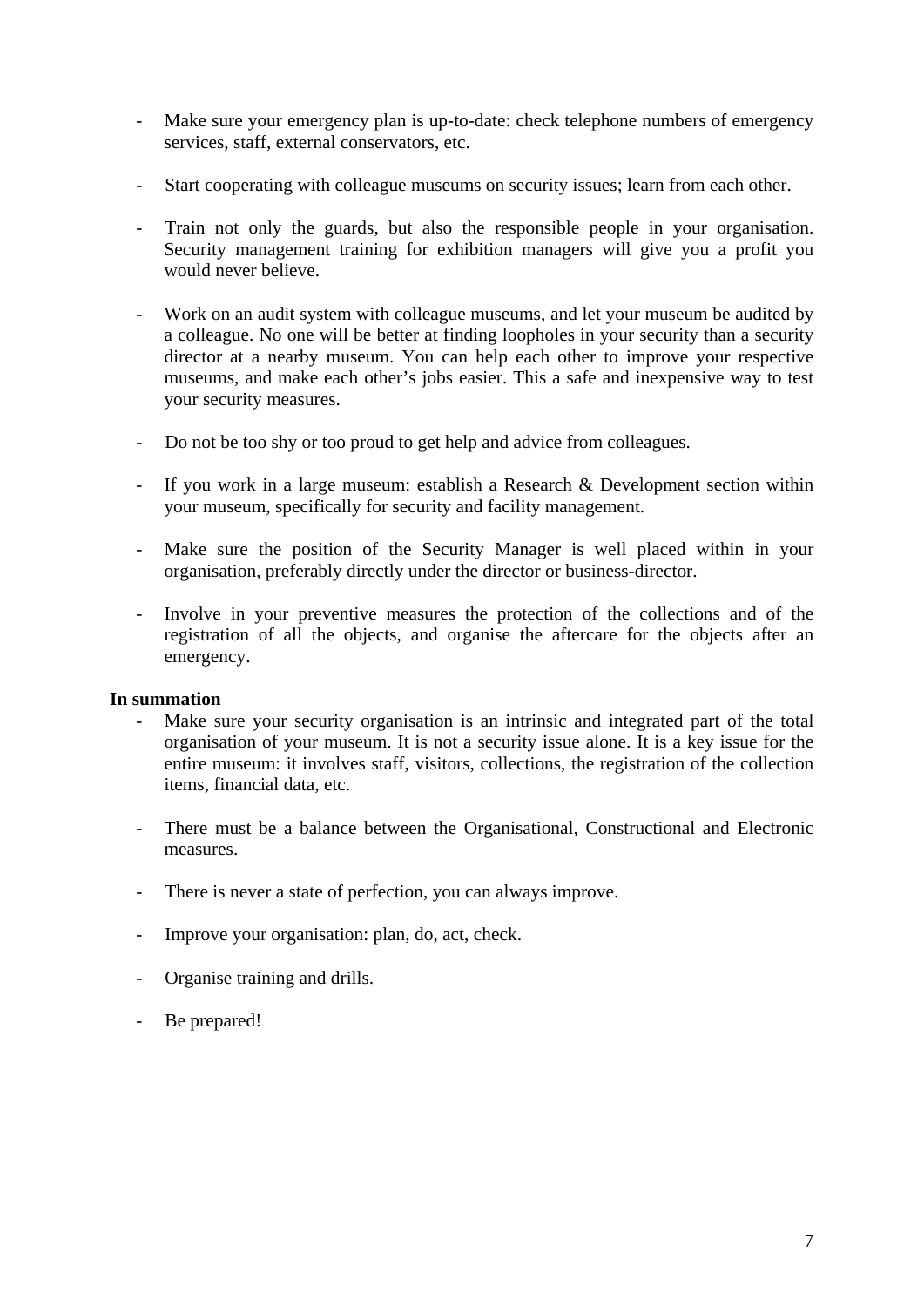- Make sure your emergency plan is up-to-date: check telephone numbers of emergency services, staff, external conservators, etc.

- Start cooperating with colleague museums on security issues; learn from each other.

- Train not only the guards, but also the responsible people in your organisation. Security management training for exhibition managers will give you a profit you would never believe.

- Work on an audit system with colleague museums, and let your museum be audited by a colleague. No one will be better at finding loopholes in your security than a security director at a nearby museum. You can help each other to improve your respective museums, and make each other's jobs easier. This a safe and inexpensive way to test your security measures.

- Do not be too shy or too proud to get help and advice from colleagues.

- If you work in a large museum: establish a Research & Development section within your museum, specifically for security and facility management.

- Make sure the position of the Security Manager is well placed within in your organisation, preferably directly under the director or business-director.

- Involve in your preventive measures the protection of the collections and of the registration of all the objects, and organise the aftercare for the objects after an emergency.

**In summation**

- Make sure your security organisation is an intrinsic and integrated part of the total organisation of your museum. It is not a security issue alone. It is a key issue for the entire museum: it involves staff, visitors, collections, the registration of the collection items, financial data, etc.

- There must be a balance between the Organisational, Constructional and Electronic measures.

- There is never a state of perfection, you can always improve.

- Improve your organisation: plan, do, act, check.

- Organise training and drills.

- Be prepared!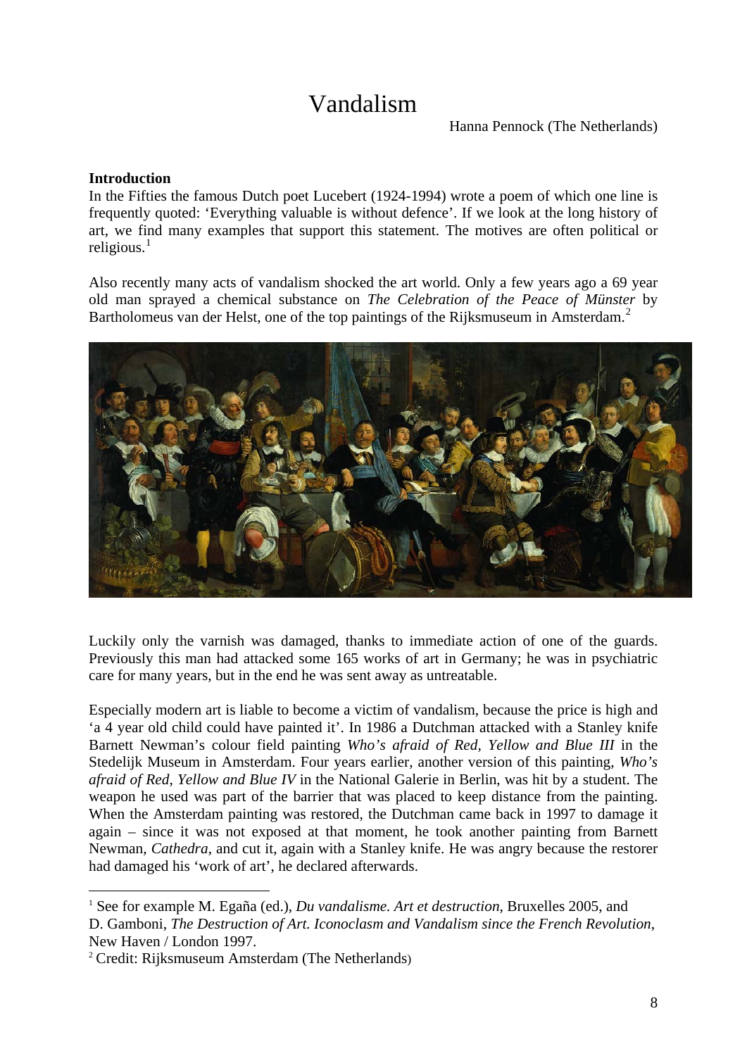# Vandalism

Hanna Pennock (The Netherlands)

**Introduction**

In the Fifties the famous Dutch poet Lucebert (1924-1994) wrote a poem of which one line is frequently quoted: 'Everything valuable is without defence'. If we look at the long history of art, we find many examples that support this statement. The motives are often political or religious.[1]

Also recently many acts of vandalism shocked the art world. Only a few years ago a 69 year old man sprayed a chemical substance on *The Celebration of the Peace of Münster* by Bartholomeus van der Helst, one of the top paintings of the Rijksmuseum in Amsterdam.[2]

Luckily only the varnish was damaged, thanks to immediate action of one of the guards. Previously this man had attacked some 165 works of art in Germany; he was in psychiatric care for many years, but in the end he was sent away as untreatable.

Especially modern art is liable to become a victim of vandalism, because the price is high and 'a 4 year old child could have painted it'. In 1986 a Dutchman attacked with a Stanley knife Barnett Newman's colour field painting *Who's afraid of Red, Yellow and Blue III* in the Stedelijk Museum in Amsterdam. Four years earlier, another version of this painting, *Who's afraid of Red, Yellow and Blue IV* in the National Galerie in Berlin, was hit by a student. The weapon he used was part of the barrier that was placed to keep distance from the painting. When the Amsterdam painting was restored, the Dutchman came back in 1997 to damage it again – since it was not exposed at that moment, he took another painting from Barnett Newman, *Cathedra*, and cut it, again with a Stanley knife. He was angry because the restorer had damaged his 'work of art', he declared afterwards.

---

[1] See for example M. Egaña (ed.), *Du vandalisme. Art et destruction*, Bruxelles 2005, and D. Gamboni, *The Destruction of Art. Iconoclasm and Vandalism since the French Revolution*, New Haven / London 1997.

[2] Credit: Rijksmuseum Amsterdam (The Netherlands)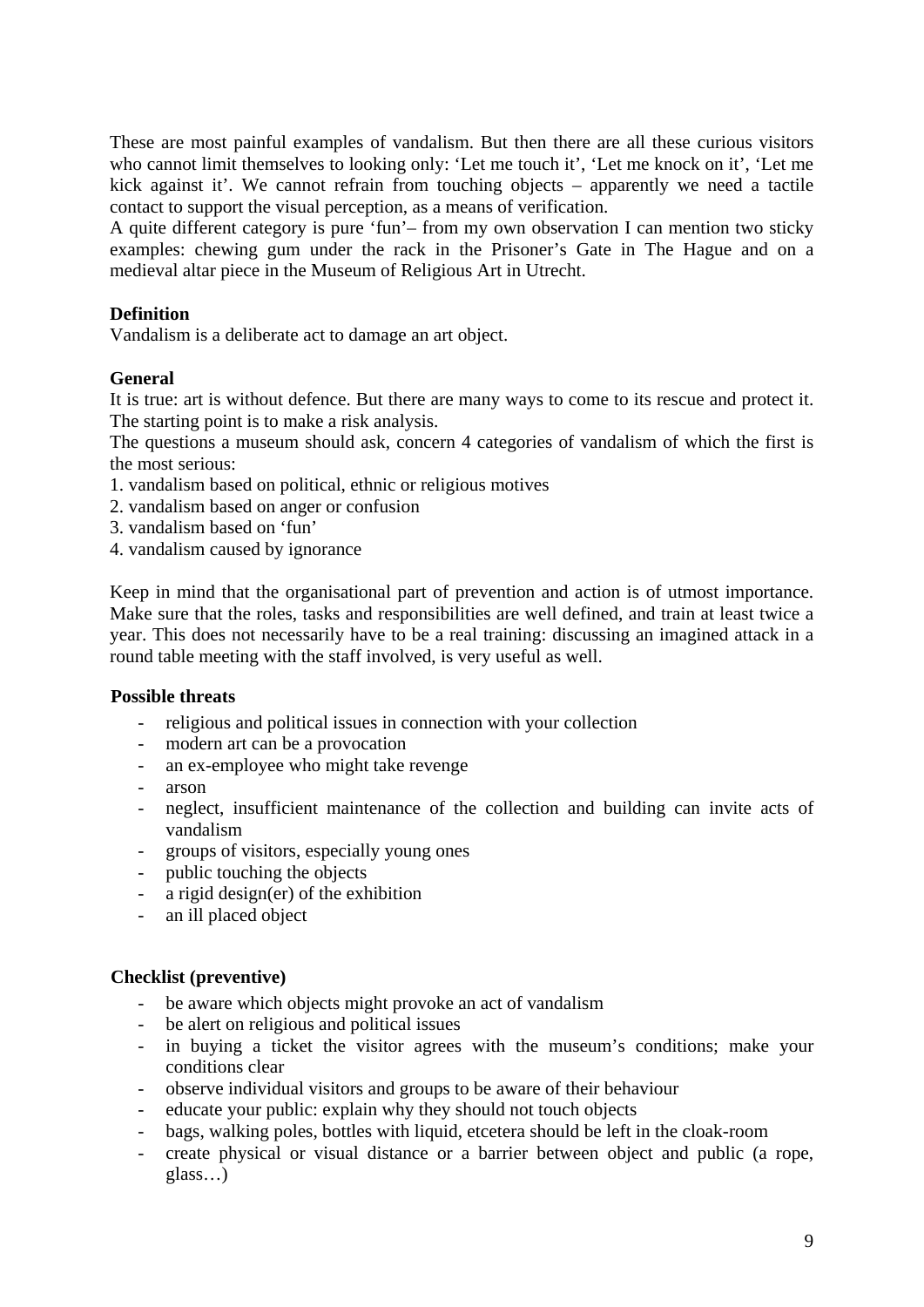These are most painful examples of vandalism. But then there are all these curious visitors who cannot limit themselves to looking only: 'Let me touch it', 'Let me knock on it', 'Let me kick against it'. We cannot refrain from touching objects – apparently we need a tactile contact to support the visual perception, as a means of verification.
A quite different category is pure 'fun'– from my own observation I can mention two sticky examples: chewing gum under the rack in the Prisoner's Gate in The Hague and on a medieval altar piece in the Museum of Religious Art in Utrecht.

**Definition**
Vandalism is a deliberate act to damage an art object.

**General**
It is true: art is without defence. But there are many ways to come to its rescue and protect it. The starting point is to make a risk analysis.
The questions a museum should ask, concern 4 categories of vandalism of which the first is the most serious:
1. vandalism based on political, ethnic or religious motives
2. vandalism based on anger or confusion
3. vandalism based on 'fun'
4. vandalism caused by ignorance

Keep in mind that the organisational part of prevention and action is of utmost importance. Make sure that the roles, tasks and responsibilities are well defined, and train at least twice a year. This does not necessarily have to be a real training: discussing an imagined attack in a round table meeting with the staff involved, is very useful as well.

**Possible threats**

- religious and political issues in connection with your collection
- modern art can be a provocation
- an ex-employee who might take revenge
- arson
- neglect, insufficient maintenance of the collection and building can invite acts of vandalism
- groups of visitors, especially young ones
- public touching the objects
- a rigid design(er) of the exhibition
- an ill placed object

**Checklist (preventive)**

- be aware which objects might provoke an act of vandalism
- be alert on religious and political issues
- in buying a ticket the visitor agrees with the museum's conditions; make your conditions clear
- observe individual visitors and groups to be aware of their behaviour
- educate your public: explain why they should not touch objects
- bags, walking poles, bottles with liquid, etcetera should be left in the cloak-room
- create physical or visual distance or a barrier between object and public (a rope, glass…)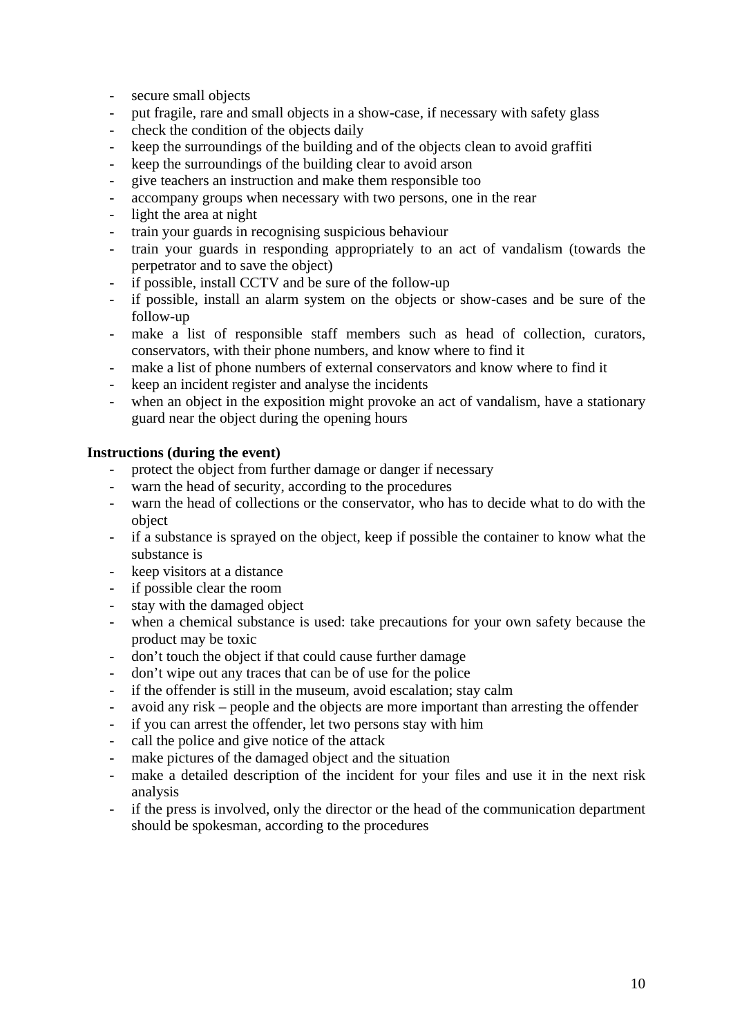- secure small objects
- put fragile, rare and small objects in a show-case, if necessary with safety glass
- check the condition of the objects daily
- keep the surroundings of the building and of the objects clean to avoid graffiti
- keep the surroundings of the building clear to avoid arson
- give teachers an instruction and make them responsible too
- accompany groups when necessary with two persons, one in the rear
- light the area at night
- train your guards in recognising suspicious behaviour
- train your guards in responding appropriately to an act of vandalism (towards the perpetrator and to save the object)
- if possible, install CCTV and be sure of the follow-up
- if possible, install an alarm system on the objects or show-cases and be sure of the follow-up
- make a list of responsible staff members such as head of collection, curators, conservators, with their phone numbers, and know where to find it
- make a list of phone numbers of external conservators and know where to find it
- keep an incident register and analyse the incidents
- when an object in the exposition might provoke an act of vandalism, have a stationary guard near the object during the opening hours

**Instructions (during the event)**

- protect the object from further damage or danger if necessary
- warn the head of security, according to the procedures
- warn the head of collections or the conservator, who has to decide what to do with the object
- if a substance is sprayed on the object, keep if possible the container to know what the substance is
- keep visitors at a distance
- if possible clear the room
- stay with the damaged object
- when a chemical substance is used: take precautions for your own safety because the product may be toxic
- don't touch the object if that could cause further damage
- don't wipe out any traces that can be of use for the police
- if the offender is still in the museum, avoid escalation; stay calm
- avoid any risk – people and the objects are more important than arresting the offender
- if you can arrest the offender, let two persons stay with him
- call the police and give notice of the attack
- make pictures of the damaged object and the situation
- make a detailed description of the incident for your files and use it in the next risk analysis
- if the press is involved, only the director or the head of the communication department should be spokesman, according to the procedures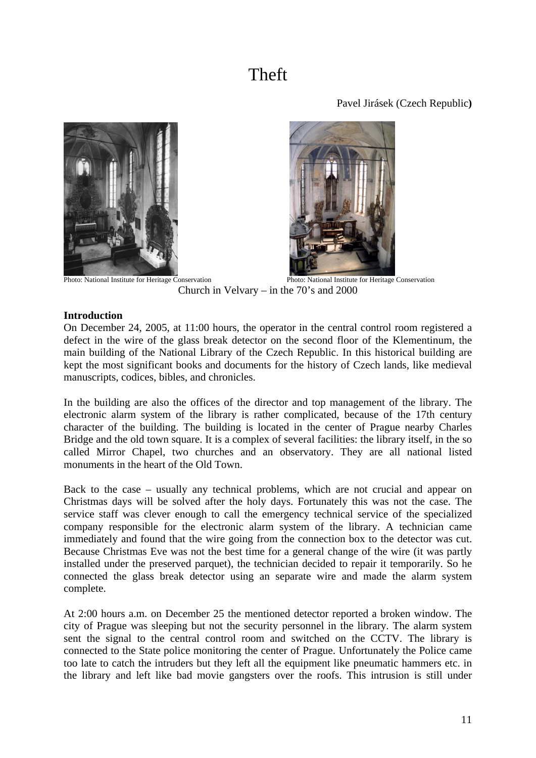# Theft

Pavel Jirásek (Czech Republic**)**

Photo: National Institute for Heritage Conservation

Photo: National Institute for Heritage Conservation

Church in Velvary – in the 70's and 2000

**Introduction**

On December 24, 2005, at 11:00 hours, the operator in the central control room registered a defect in the wire of the glass break detector on the second floor of the Klementinum, the main building of the National Library of the Czech Republic. In this historical building are kept the most significant books and documents for the history of Czech lands, like medieval manuscripts, codices, bibles, and chronicles.

In the building are also the offices of the director and top management of the library. The electronic alarm system of the library is rather complicated, because of the 17th century character of the building. The building is located in the center of Prague nearby Charles Bridge and the old town square. It is a complex of several facilities: the library itself, in the so called Mirror Chapel, two churches and an observatory. They are all national listed monuments in the heart of the Old Town.

Back to the case – usually any technical problems, which are not crucial and appear on Christmas days will be solved after the holy days. Fortunately this was not the case. The service staff was clever enough to call the emergency technical service of the specialized company responsible for the electronic alarm system of the library. A technician came immediately and found that the wire going from the connection box to the detector was cut. Because Christmas Eve was not the best time for a general change of the wire (it was partly installed under the preserved parquet), the technician decided to repair it temporarily. So he connected the glass break detector using an separate wire and made the alarm system complete.

At 2:00 hours a.m. on December 25 the mentioned detector reported a broken window. The city of Prague was sleeping but not the security personnel in the library. The alarm system sent the signal to the central control room and switched on the CCTV. The library is connected to the State police monitoring the center of Prague. Unfortunately the Police came too late to catch the intruders but they left all the equipment like pneumatic hammers etc. in the library and left like bad movie gangsters over the roofs. This intrusion is still under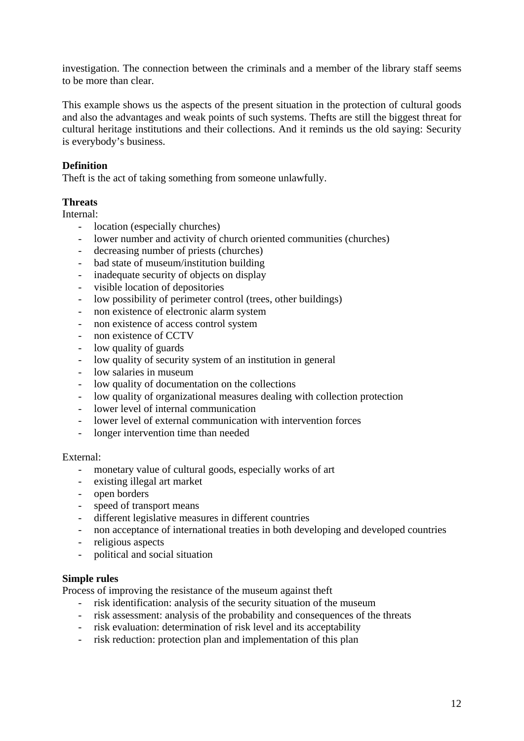investigation. The connection between the criminals and a member of the library staff seems to be more than clear.

This example shows us the aspects of the present situation in the protection of cultural goods and also the advantages and weak points of such systems. Thefts are still the biggest threat for cultural heritage institutions and their collections. And it reminds us the old saying: Security is everybody's business.

**Definition**
Theft is the act of taking something from someone unlawfully.

**Threats**
Internal:

- location (especially churches)
- lower number and activity of church oriented communities (churches)
- decreasing number of priests (churches)
- bad state of museum/institution building
- inadequate security of objects on display
- visible location of depositories
- low possibility of perimeter control (trees, other buildings)
- non existence of electronic alarm system
- non existence of access control system
- non existence of CCTV
- low quality of guards
- low quality of security system of an institution in general
- low salaries in museum
- low quality of documentation on the collections
- low quality of organizational measures dealing with collection protection
- lower level of internal communication
- lower level of external communication with intervention forces
- longer intervention time than needed

External:

- monetary value of cultural goods, especially works of art
- existing illegal art market
- open borders
- speed of transport means
- different legislative measures in different countries
- non acceptance of international treaties in both developing and developed countries
- religious aspects
- political and social situation

**Simple rules**
Process of improving the resistance of the museum against theft

- risk identification: analysis of the security situation of the museum
- risk assessment: analysis of the probability and consequences of the threats
- risk evaluation: determination of risk level and its acceptability
- risk reduction: protection plan and implementation of this plan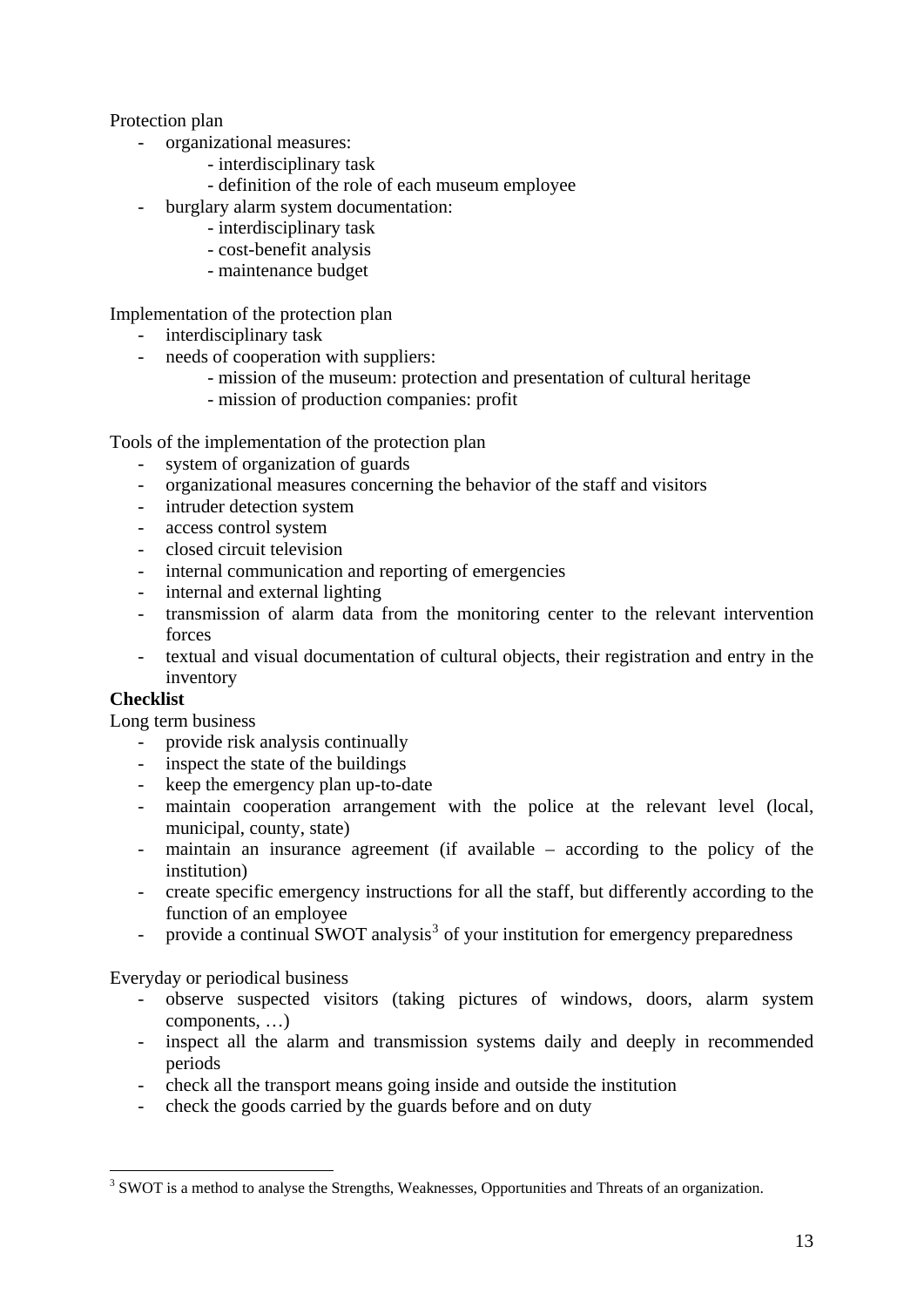Protection plan

- organizational measures:
    - interdisciplinary task
    - definition of the role of each museum employee
- burglary alarm system documentation:
    - interdisciplinary task
    - cost-benefit analysis
    - maintenance budget

Implementation of the protection plan

- interdisciplinary task
- needs of cooperation with suppliers:
    - mission of the museum: protection and presentation of cultural heritage
    - mission of production companies: profit

Tools of the implementation of the protection plan

- system of organization of guards
- organizational measures concerning the behavior of the staff and visitors
- intruder detection system
- access control system
- closed circuit television
- internal communication and reporting of emergencies
- internal and external lighting
- transmission of alarm data from the monitoring center to the relevant intervention forces
- textual and visual documentation of cultural objects, their registration and entry in the inventory

**Checklist**

Long term business

- provide risk analysis continually
- inspect the state of the buildings
- keep the emergency plan up-to-date
- maintain cooperation arrangement with the police at the relevant level (local, municipal, county, state)
- maintain an insurance agreement (if available – according to the policy of the institution)
- create specific emergency instructions for all the staff, but differently according to the function of an employee
- provide a continual SWOT analysis[3] of your institution for emergency preparedness

Everyday or periodical business

- observe suspected visitors (taking pictures of windows, doors, alarm system components, …)
- inspect all the alarm and transmission systems daily and deeply in recommended periods
- check all the transport means going inside and outside the institution
- check the goods carried by the guards before and on duty

[3] SWOT is a method to analyse the Strengths, Weaknesses, Opportunities and Threats of an organization.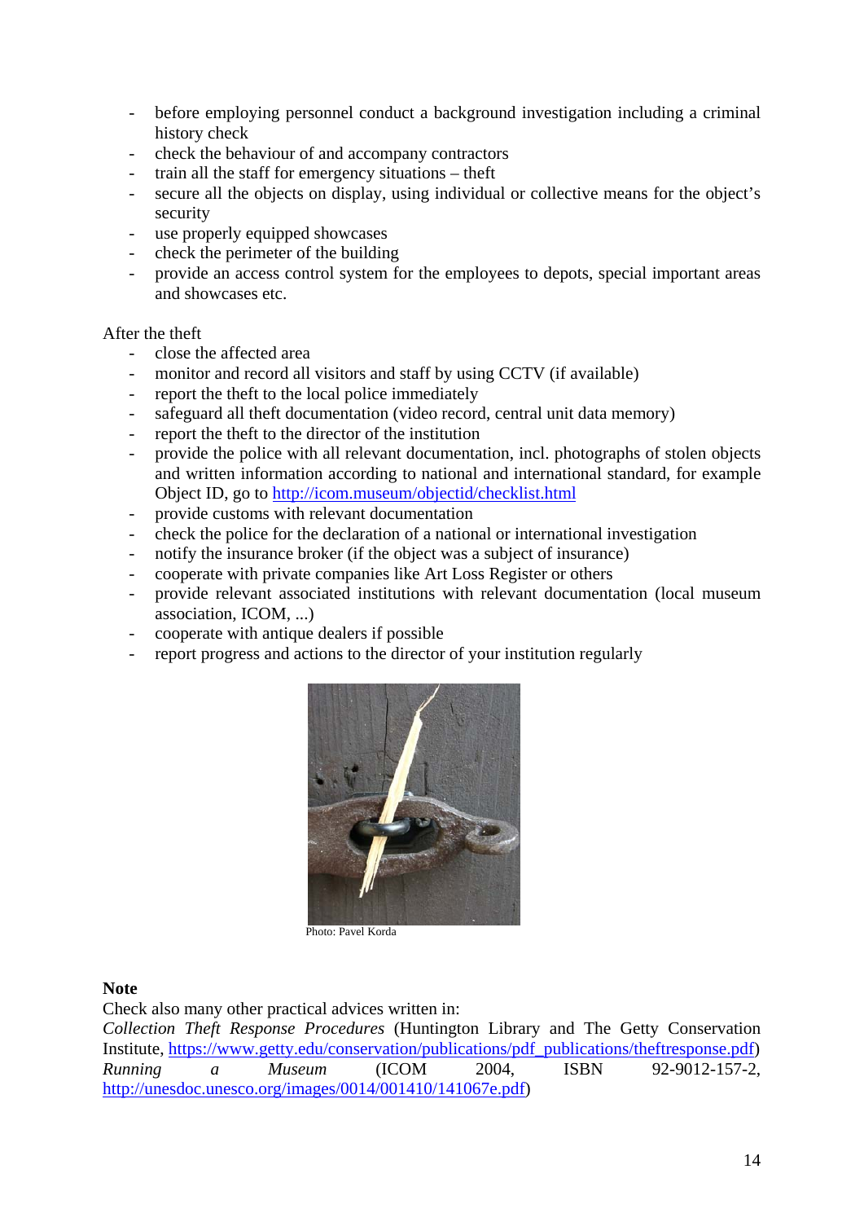- before employing personnel conduct a background investigation including a criminal history check
- check the behaviour of and accompany contractors
- train all the staff for emergency situations – theft
- secure all the objects on display, using individual or collective means for the object's security
- use properly equipped showcases
- check the perimeter of the building
- provide an access control system for the employees to depots, special important areas and showcases etc.

After the theft

- close the affected area
- monitor and record all visitors and staff by using CCTV (if available)
- report the theft to the local police immediately
- safeguard all theft documentation (video record, central unit data memory)
- report the theft to the director of the institution
- provide the police with all relevant documentation, incl. photographs of stolen objects and written information according to national and international standard, for example Object ID, go to http://icom.museum/objectid/checklist.html
- provide customs with relevant documentation
- check the police for the declaration of a national or international investigation
- notify the insurance broker (if the object was a subject of insurance)
- cooperate with private companies like Art Loss Register or others
- provide relevant associated institutions with relevant documentation (local museum association, ICOM, ...)
- cooperate with antique dealers if possible
- report progress and actions to the director of your institution regularly

Photo: Pavel Korda

**Note**

Check also many other practical advices written in:

*Collection Theft Response Procedures* (Huntington Library and The Getty Conservation Institute, https://www.getty.edu/conservation/publications/pdf_publications/theftresponse.pdf)

*Running a Museum* (ICOM 2004, ISBN 92-9012-157-2, http://unesdoc.unesco.org/images/0014/001410/141067e.pdf)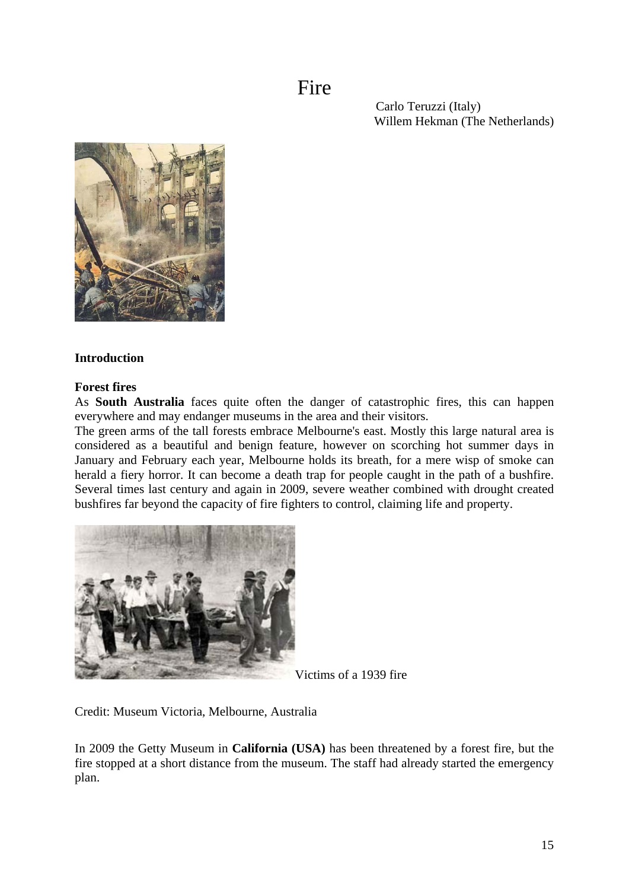# Fire

Carlo Teruzzi (Italy)
Willem Hekman (The Netherlands)

**Introduction**

**Forest fires**

As **South Australia** faces quite often the danger of catastrophic fires, this can happen everywhere and may endanger museums in the area and their visitors.

The green arms of the tall forests embrace Melbourne's east. Mostly this large natural area is considered as a beautiful and benign feature, however on scorching hot summer days in January and February each year, Melbourne holds its breath, for a mere wisp of smoke can herald a fiery horror. It can become a death trap for people caught in the path of a bushfire. Several times last century and again in 2009, severe weather combined with drought created bushfires far beyond the capacity of fire fighters to control, claiming life and property.

Victims of a 1939 fire

Credit: Museum Victoria, Melbourne, Australia

In 2009 the Getty Museum in **California (USA)** has been threatened by a forest fire, but the fire stopped at a short distance from the museum. The staff had already started the emergency plan.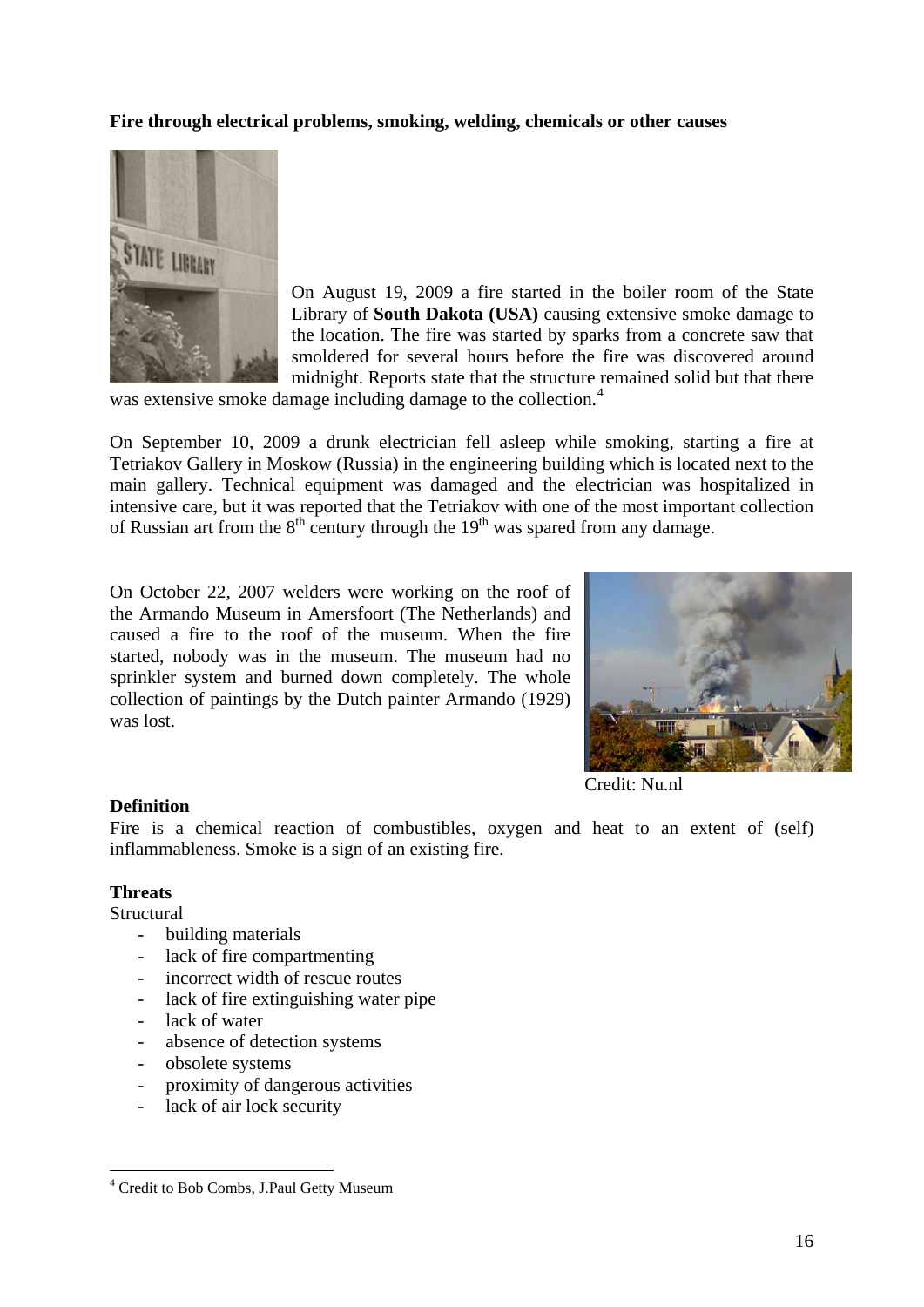**Fire through electrical problems, smoking, welding, chemicals or other causes**

On August 19, 2009 a fire started in the boiler room of the State Library of **South Dakota (USA)** causing extensive smoke damage to the location. The fire was started by sparks from a concrete saw that smoldered for several hours before the fire was discovered around midnight. Reports state that the structure remained solid but that there was extensive smoke damage including damage to the collection.[4]

On September 10, 2009 a drunk electrician fell asleep while smoking, starting a fire at Tetriakov Gallery in Moskow (Russia) in the engineering building which is located next to the main gallery. Technical equipment was damaged and the electrician was hospitalized in intensive care, but it was reported that the Tetriakov with one of the most important collection of Russian art from the 8th century through the 19th was spared from any damage.

On October 22, 2007 welders were working on the roof of the Armando Museum in Amersfoort (The Netherlands) and caused a fire to the roof of the museum. When the fire started, nobody was in the museum. The museum had no sprinkler system and burned down completely. The whole collection of paintings by the Dutch painter Armando (1929) was lost.

Credit: Nu.nl

**Definition**

Fire is a chemical reaction of combustibles, oxygen and heat to an extent of (self) inflammableness. Smoke is a sign of an existing fire.

**Threats**

Structural

- building materials
- lack of fire compartmenting
- incorrect width of rescue routes
- lack of fire extinguishing water pipe
- lack of water
- absence of detection systems
- obsolete systems
- proximity of dangerous activities
- lack of air lock security

[4] Credit to Bob Combs, J.Paul Getty Museum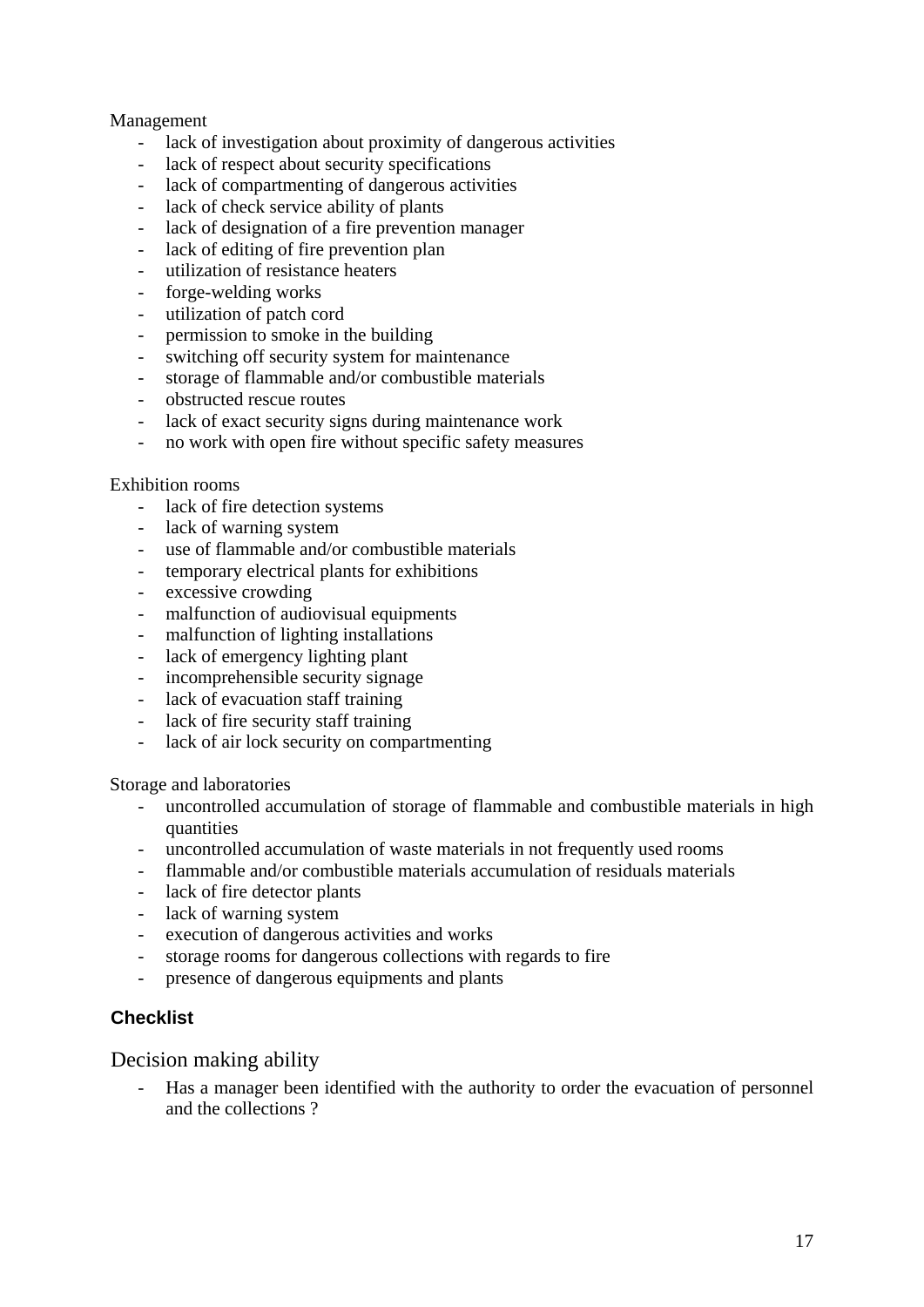Management

- lack of investigation about proximity of dangerous activities
- lack of respect about security specifications
- lack of compartmenting of dangerous activities
- lack of check service ability of plants
- lack of designation of a fire prevention manager
- lack of editing of fire prevention plan
- utilization of resistance heaters
- forge-welding works
- utilization of patch cord
- permission to smoke in the building
- switching off security system for maintenance
- storage of flammable and/or combustible materials
- obstructed rescue routes
- lack of exact security signs during maintenance work
- no work with open fire without specific safety measures

Exhibition rooms

- lack of fire detection systems
- lack of warning system
- use of flammable and/or combustible materials
- temporary electrical plants for exhibitions
- excessive crowding
- malfunction of audiovisual equipments
- malfunction of lighting installations
- lack of emergency lighting plant
- incomprehensible security signage
- lack of evacuation staff training
- lack of fire security staff training
- lack of air lock security on compartmenting

Storage and laboratories

- uncontrolled accumulation of storage of flammable and combustible materials in high quantities
- uncontrolled accumulation of waste materials in not frequently used rooms
- flammable and/or combustible materials accumulation of residuals materials
- lack of fire detector plants
- lack of warning system
- execution of dangerous activities and works
- storage rooms for dangerous collections with regards to fire
- presence of dangerous equipments and plants

### Checklist

Decision making ability

- Has a manager been identified with the authority to order the evacuation of personnel and the collections ?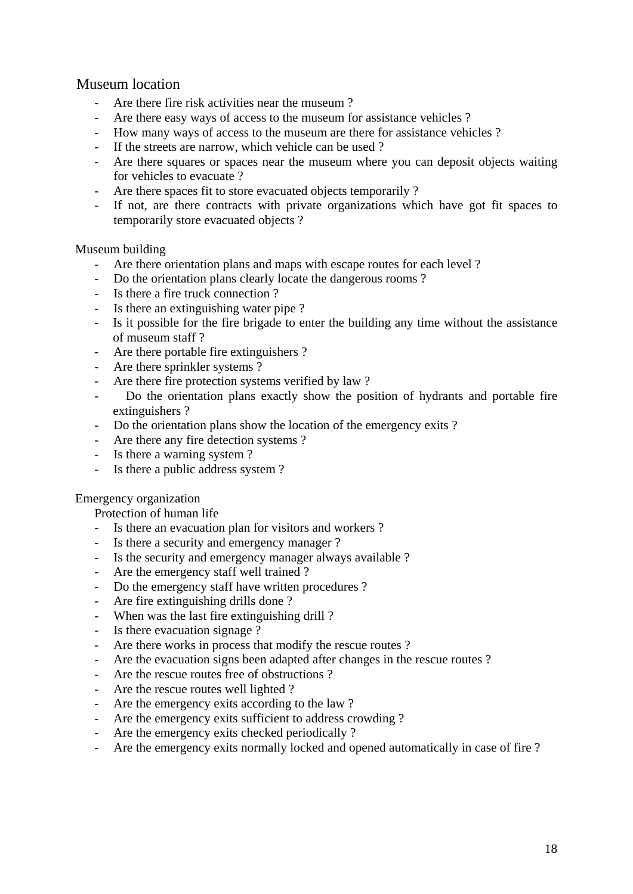## Museum location

- Are there fire risk activities near the museum ?
- Are there easy ways of access to the museum for assistance vehicles ?
- How many ways of access to the museum are there for assistance vehicles ?
- If the streets are narrow, which vehicle can be used ?
- Are there squares or spaces near the museum where you can deposit objects waiting for vehicles to evacuate ?
- Are there spaces fit to store evacuated objects temporarily ?
- If not, are there contracts with private organizations which have got fit spaces to temporarily store evacuated objects ?

## Museum building

- Are there orientation plans and maps with escape routes for each level ?
- Do the orientation plans clearly locate the dangerous rooms ?
- Is there a fire truck connection ?
- Is there an extinguishing water pipe ?
- Is it possible for the fire brigade to enter the building any time without the assistance of museum staff ?
- Are there portable fire extinguishers ?
- Are there sprinkler systems ?
- Are there fire protection systems verified by law ?
- Do the orientation plans exactly show the position of hydrants and portable fire extinguishers ?
- Do the orientation plans show the location of the emergency exits ?
- Are there any fire detection systems ?
- Is there a warning system ?
- Is there a public address system ?

## Emergency organization

### Protection of human life

- Is there an evacuation plan for visitors and workers ?
- Is there a security and emergency manager ?
- Is the security and emergency manager always available ?
- Are the emergency staff well trained ?
- Do the emergency staff have written procedures ?
- Are fire extinguishing drills done ?
- When was the last fire extinguishing drill ?
- Is there evacuation signage ?
- Are there works in process that modify the rescue routes ?
- Are the evacuation signs been adapted after changes in the rescue routes ?
- Are the rescue routes free of obstructions ?
- Are the rescue routes well lighted ?
- Are the emergency exits according to the law ?
- Are the emergency exits sufficient to address crowding ?
- Are the emergency exits checked periodically ?
- Are the emergency exits normally locked and opened automatically in case of fire ?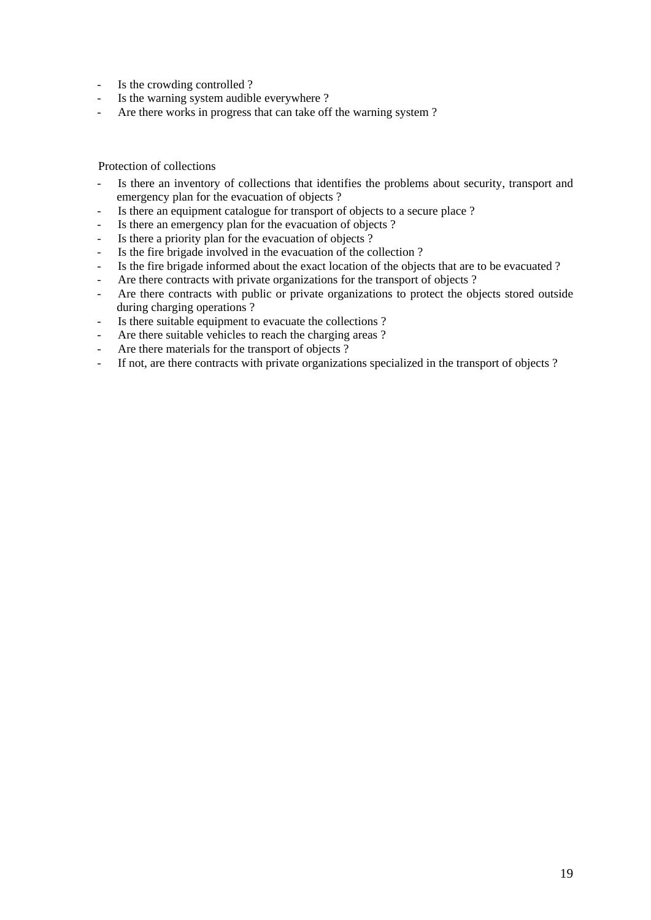- Is the crowding controlled ?
- Is the warning system audible everywhere ?
- Are there works in progress that can take off the warning system ?

Protection of collections

- Is there an inventory of collections that identifies the problems about security, transport and emergency plan for the evacuation of objects ?
- Is there an equipment catalogue for transport of objects to a secure place ?
- Is there an emergency plan for the evacuation of objects ?
- Is there a priority plan for the evacuation of objects ?
- Is the fire brigade involved in the evacuation of the collection ?
- Is the fire brigade informed about the exact location of the objects that are to be evacuated ?
- Are there contracts with private organizations for the transport of objects ?
- Are there contracts with public or private organizations to protect the objects stored outside during charging operations ?
- Is there suitable equipment to evacuate the collections ?
- Are there suitable vehicles to reach the charging areas ?
- Are there materials for the transport of objects ?
- If not, are there contracts with private organizations specialized in the transport of objects ?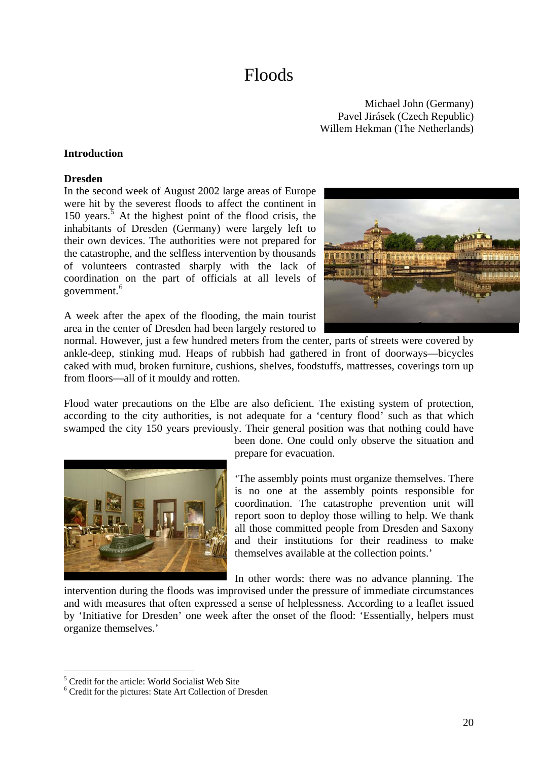# Floods

Michael John (Germany)
Pavel Jirásek (Czech Republic)
Willem Hekman (The Netherlands)

**Introduction**

**Dresden**

In the second week of August 2002 large areas of Europe were hit by the severest floods to affect the continent in 150 years.[5] At the highest point of the flood crisis, the inhabitants of Dresden (Germany) were largely left to their own devices. The authorities were not prepared for the catastrophe, and the selfless intervention by thousands of volunteers contrasted sharply with the lack of coordination on the part of officials at all levels of government.[6]

A week after the apex of the flooding, the main tourist area in the center of Dresden had been largely restored to normal. However, just a few hundred meters from the center, parts of streets were covered by ankle-deep, stinking mud. Heaps of rubbish had gathered in front of doorways—bicycles caked with mud, broken furniture, cushions, shelves, foodstuffs, mattresses, coverings torn up from floors—all of it mouldy and rotten.

Flood water precautions on the Elbe are also deficient. The existing system of protection, according to the city authorities, is not adequate for a 'century flood' such as that which swamped the city 150 years previously. Their general position was that nothing could have been done. One could only observe the situation and prepare for evacuation.

'The assembly points must organize themselves. There is no one at the assembly points responsible for coordination. The catastrophe prevention unit will report soon to deploy those willing to help. We thank all those committed people from Dresden and Saxony and their institutions for their readiness to make themselves available at the collection points.'

In other words: there was no advance planning. The intervention during the floods was improvised under the pressure of immediate circumstances and with measures that often expressed a sense of helplessness. According to a leaflet issued by 'Initiative for Dresden' one week after the onset of the flood: 'Essentially, helpers must organize themselves.'

---

[5] Credit for the article: World Socialist Web Site

[6] Credit for the pictures: State Art Collection of Dresden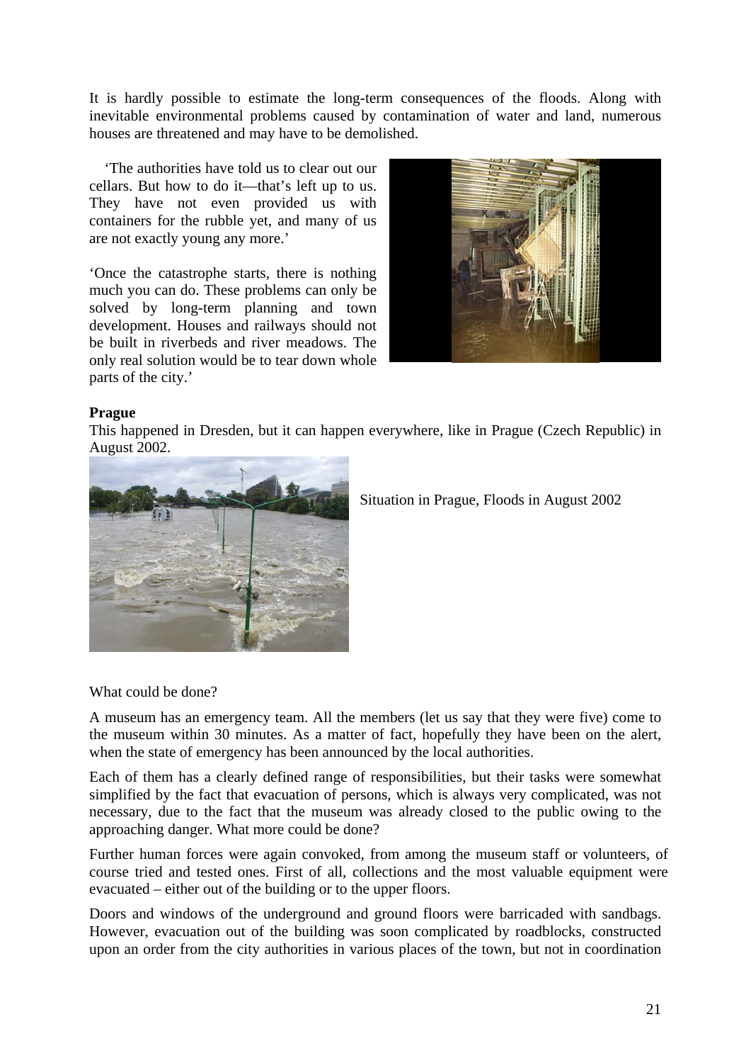It is hardly possible to estimate the long-term consequences of the floods. Along with inevitable environmental problems caused by contamination of water and land, numerous houses are threatened and may have to be demolished.

'The authorities have told us to clear out our cellars. But how to do it—that's left up to us. They have not even provided us with containers for the rubble yet, and many of us are not exactly young any more.'

'Once the catastrophe starts, there is nothing much you can do. These problems can only be solved by long-term planning and town development. Houses and railways should not be built in riverbeds and river meadows. The only real solution would be to tear down whole parts of the city.'

**Prague**

This happened in Dresden, but it can happen everywhere, like in Prague (Czech Republic) in August 2002.

Situation in Prague, Floods in August 2002

What could be done?

A museum has an emergency team. All the members (let us say that they were five) come to the museum within 30 minutes. As a matter of fact, hopefully they have been on the alert, when the state of emergency has been announced by the local authorities.

Each of them has a clearly defined range of responsibilities, but their tasks were somewhat simplified by the fact that evacuation of persons, which is always very complicated, was not necessary, due to the fact that the museum was already closed to the public owing to the approaching danger. What more could be done?

Further human forces were again convoked, from among the museum staff or volunteers, of course tried and tested ones. First of all, collections and the most valuable equipment were evacuated – either out of the building or to the upper floors.

Doors and windows of the underground and ground floors were barricaded with sandbags. However, evacuation out of the building was soon complicated by roadblocks, constructed upon an order from the city authorities in various places of the town, but not in coordination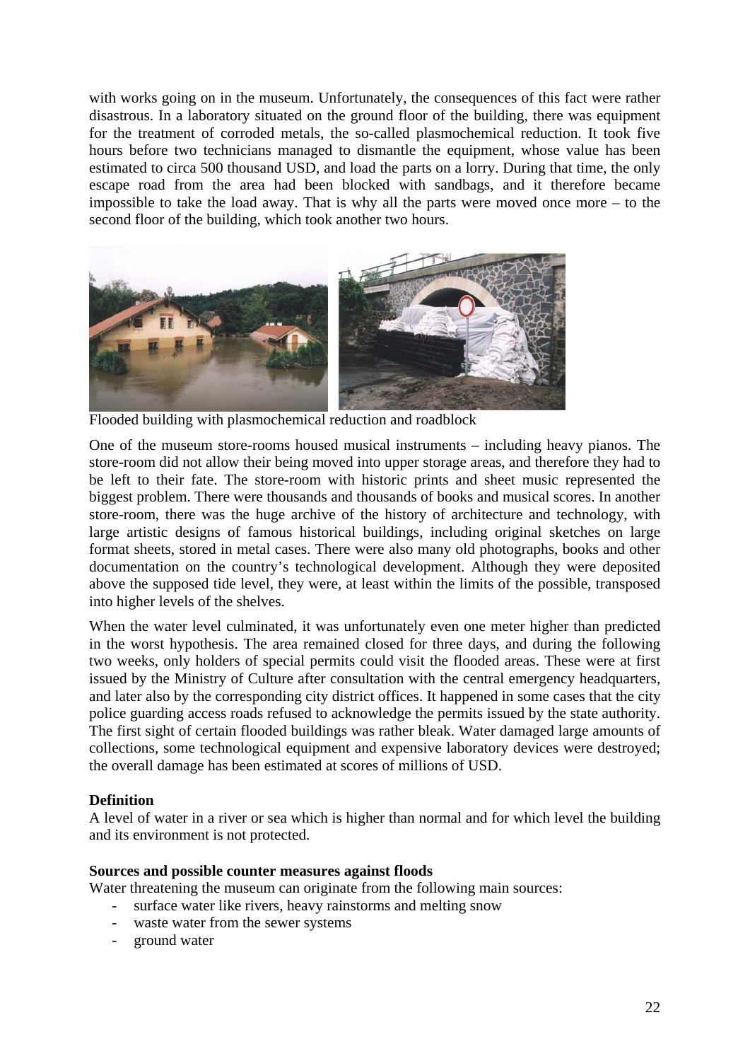with works going on in the museum. Unfortunately, the consequences of this fact were rather disastrous. In a laboratory situated on the ground floor of the building, there was equipment for the treatment of corroded metals, the so-called plasmochemical reduction. It took five hours before two technicians managed to dismantle the equipment, whose value has been estimated to circa 500 thousand USD, and load the parts on a lorry. During that time, the only escape road from the area had been blocked with sandbags, and it therefore became impossible to take the load away. That is why all the parts were moved once more – to the second floor of the building, which took another two hours.

Flooded building with plasmochemical reduction and roadblock

One of the museum store-rooms housed musical instruments – including heavy pianos. The store-room did not allow their being moved into upper storage areas, and therefore they had to be left to their fate. The store-room with historic prints and sheet music represented the biggest problem. There were thousands and thousands of books and musical scores. In another store-room, there was the huge archive of the history of architecture and technology, with large artistic designs of famous historical buildings, including original sketches on large format sheets, stored in metal cases. There were also many old photographs, books and other documentation on the country's technological development. Although they were deposited above the supposed tide level, they were, at least within the limits of the possible, transposed into higher levels of the shelves.

When the water level culminated, it was unfortunately even one meter higher than predicted in the worst hypothesis. The area remained closed for three days, and during the following two weeks, only holders of special permits could visit the flooded areas. These were at first issued by the Ministry of Culture after consultation with the central emergency headquarters, and later also by the corresponding city district offices. It happened in some cases that the city police guarding access roads refused to acknowledge the permits issued by the state authority. The first sight of certain flooded buildings was rather bleak. Water damaged large amounts of collections, some technological equipment and expensive laboratory devices were destroyed; the overall damage has been estimated at scores of millions of USD.

**Definition**

A level of water in a river or sea which is higher than normal and for which level the building and its environment is not protected.

**Sources and possible counter measures against floods**

Water threatening the museum can originate from the following main sources:

- surface water like rivers, heavy rainstorms and melting snow
- waste water from the sewer systems
- ground water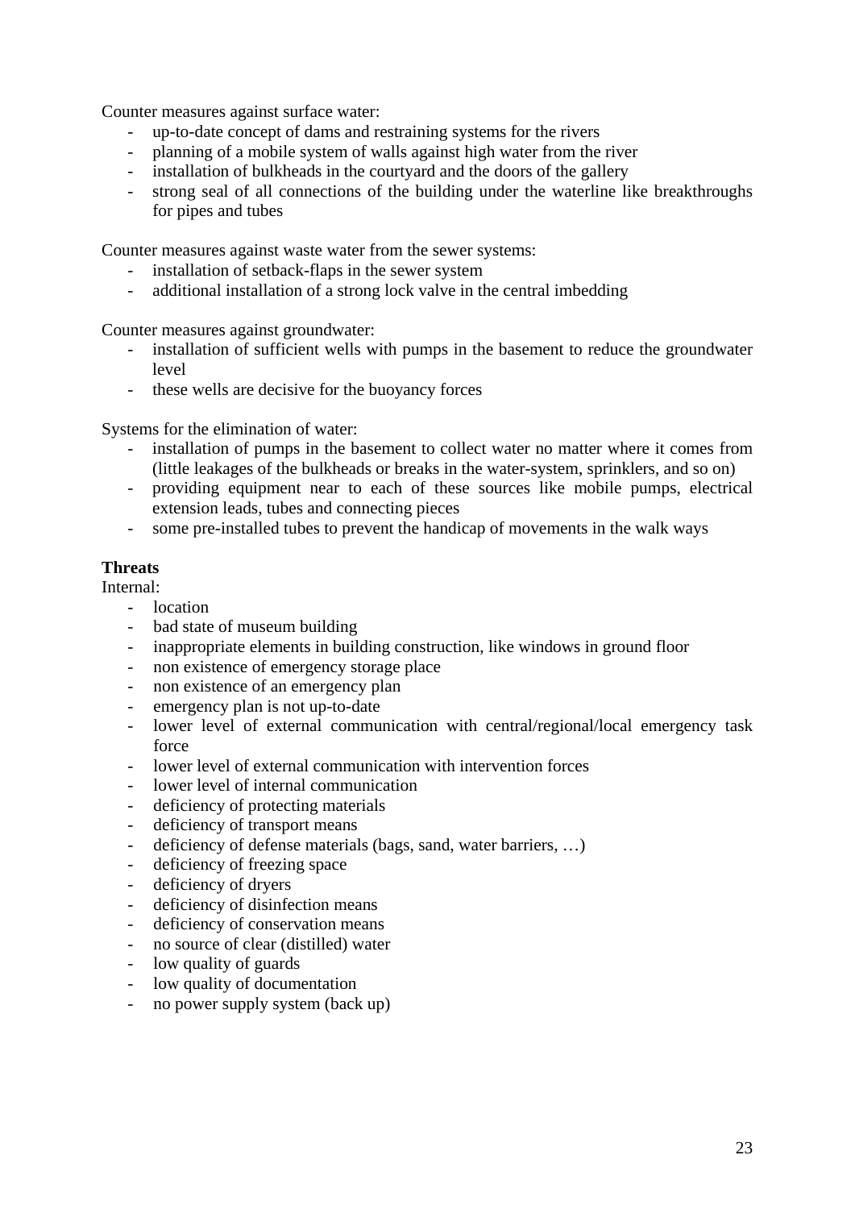Counter measures against surface water:

- up-to-date concept of dams and restraining systems for the rivers
- planning of a mobile system of walls against high water from the river
- installation of bulkheads in the courtyard and the doors of the gallery
- strong seal of all connections of the building under the waterline like breakthroughs for pipes and tubes

Counter measures against waste water from the sewer systems:

- installation of setback-flaps in the sewer system
- additional installation of a strong lock valve in the central imbedding

Counter measures against groundwater:

- installation of sufficient wells with pumps in the basement to reduce the groundwater level
- these wells are decisive for the buoyancy forces

Systems for the elimination of water:

- installation of pumps in the basement to collect water no matter where it comes from (little leakages of the bulkheads or breaks in the water-system, sprinklers, and so on)
- providing equipment near to each of these sources like mobile pumps, electrical extension leads, tubes and connecting pieces
- some pre-installed tubes to prevent the handicap of movements in the walk ways

**Threats**

Internal:

- location
- bad state of museum building
- inappropriate elements in building construction, like windows in ground floor
- non existence of emergency storage place
- non existence of an emergency plan
- emergency plan is not up-to-date
- lower level of external communication with central/regional/local emergency task force
- lower level of external communication with intervention forces
- lower level of internal communication
- deficiency of protecting materials
- deficiency of transport means
- deficiency of defense materials (bags, sand, water barriers, …)
- deficiency of freezing space
- deficiency of dryers
- deficiency of disinfection means
- deficiency of conservation means
- no source of clear (distilled) water
- low quality of guards
- low quality of documentation
- no power supply system (back up)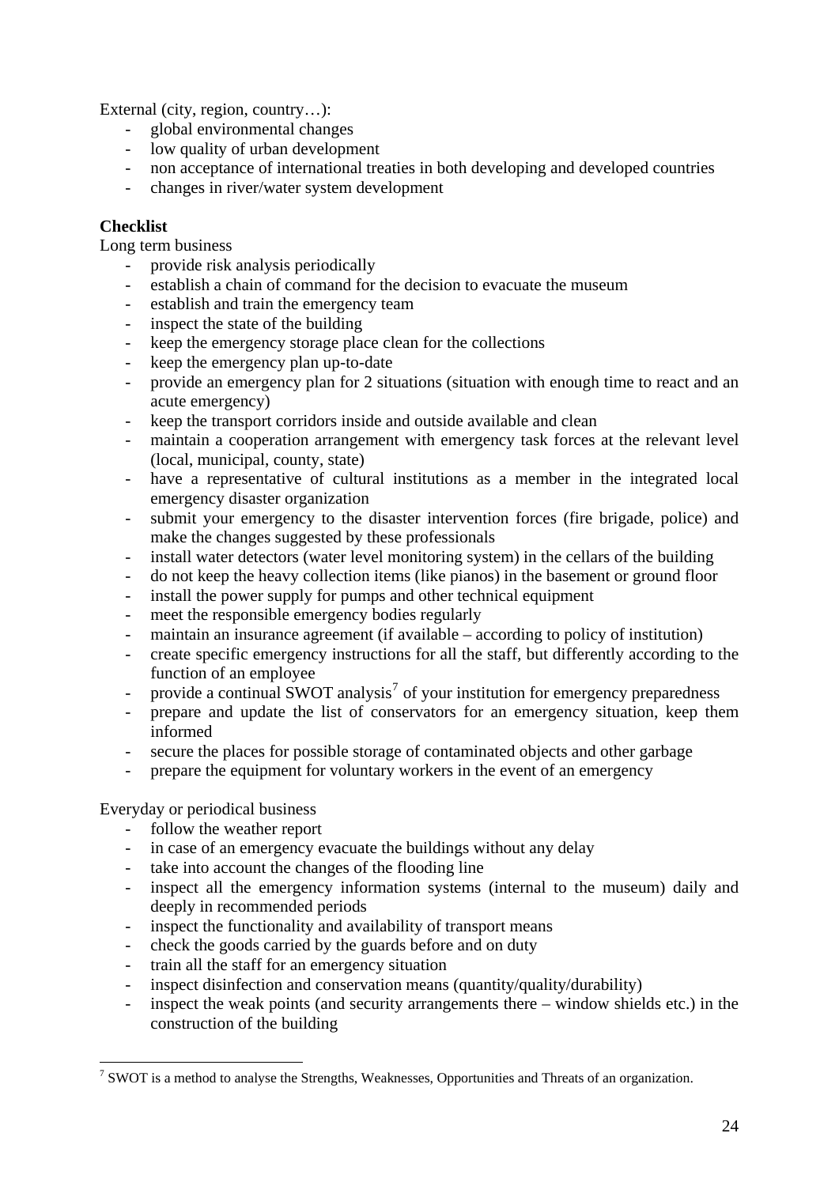External (city, region, country…):

- global environmental changes
- low quality of urban development
- non acceptance of international treaties in both developing and developed countries
- changes in river/water system development

**Checklist**

Long term business

- provide risk analysis periodically
- establish a chain of command for the decision to evacuate the museum
- establish and train the emergency team
- inspect the state of the building
- keep the emergency storage place clean for the collections
- keep the emergency plan up-to-date
- provide an emergency plan for 2 situations (situation with enough time to react and an acute emergency)
- keep the transport corridors inside and outside available and clean
- maintain a cooperation arrangement with emergency task forces at the relevant level (local, municipal, county, state)
- have a representative of cultural institutions as a member in the integrated local emergency disaster organization
- submit your emergency to the disaster intervention forces (fire brigade, police) and make the changes suggested by these professionals
- install water detectors (water level monitoring system) in the cellars of the building
- do not keep the heavy collection items (like pianos) in the basement or ground floor
- install the power supply for pumps and other technical equipment
- meet the responsible emergency bodies regularly
- maintain an insurance agreement (if available – according to policy of institution)
- create specific emergency instructions for all the staff, but differently according to the function of an employee
- provide a continual SWOT analysis[7] of your institution for emergency preparedness
- prepare and update the list of conservators for an emergency situation, keep them informed
- secure the places for possible storage of contaminated objects and other garbage
- prepare the equipment for voluntary workers in the event of an emergency

Everyday or periodical business

- follow the weather report
- in case of an emergency evacuate the buildings without any delay
- take into account the changes of the flooding line
- inspect all the emergency information systems (internal to the museum) daily and deeply in recommended periods
- inspect the functionality and availability of transport means
- check the goods carried by the guards before and on duty
- train all the staff for an emergency situation
- inspect disinfection and conservation means (quantity/quality/durability)
- inspect the weak points (and security arrangements there – window shields etc.) in the construction of the building

[7] SWOT is a method to analyse the Strengths, Weaknesses, Opportunities and Threats of an organization.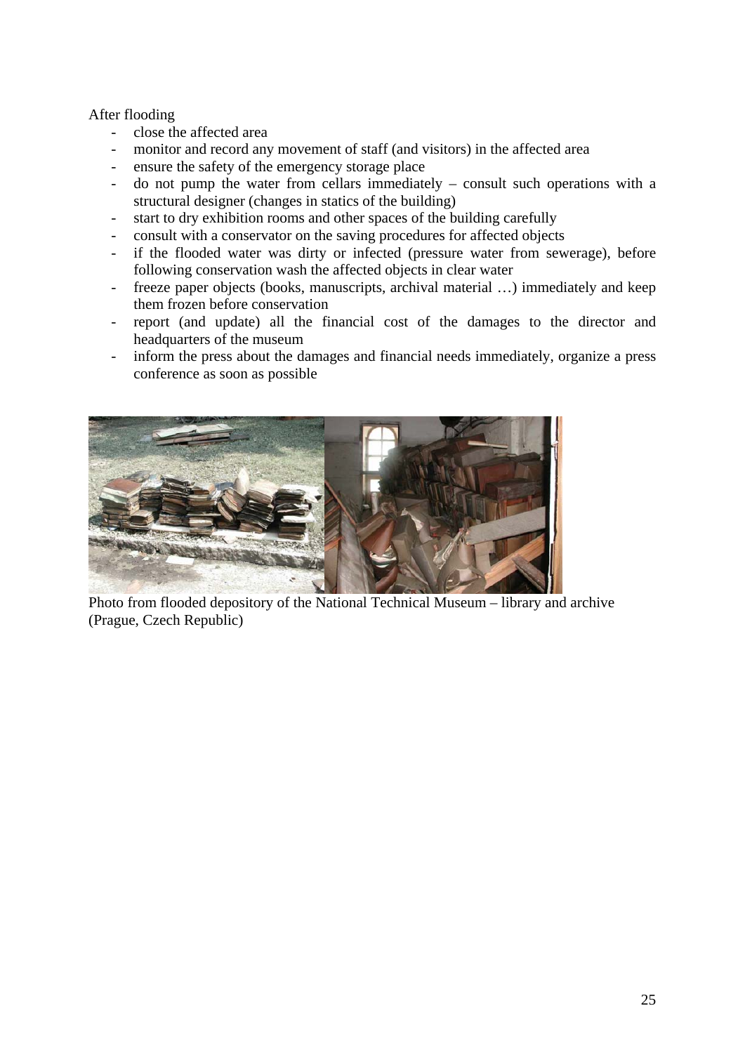After flooding

- close the affected area
- monitor and record any movement of staff (and visitors) in the affected area
- ensure the safety of the emergency storage place
- do not pump the water from cellars immediately – consult such operations with a structural designer (changes in statics of the building)
- start to dry exhibition rooms and other spaces of the building carefully
- consult with a conservator on the saving procedures for affected objects
- if the flooded water was dirty or infected (pressure water from sewerage), before following conservation wash the affected objects in clear water
- freeze paper objects (books, manuscripts, archival material …) immediately and keep them frozen before conservation
- report (and update) all the financial cost of the damages to the director and headquarters of the museum
- inform the press about the damages and financial needs immediately, organize a press conference as soon as possible

Photo from flooded depository of the National Technical Museum – library and archive (Prague, Czech Republic)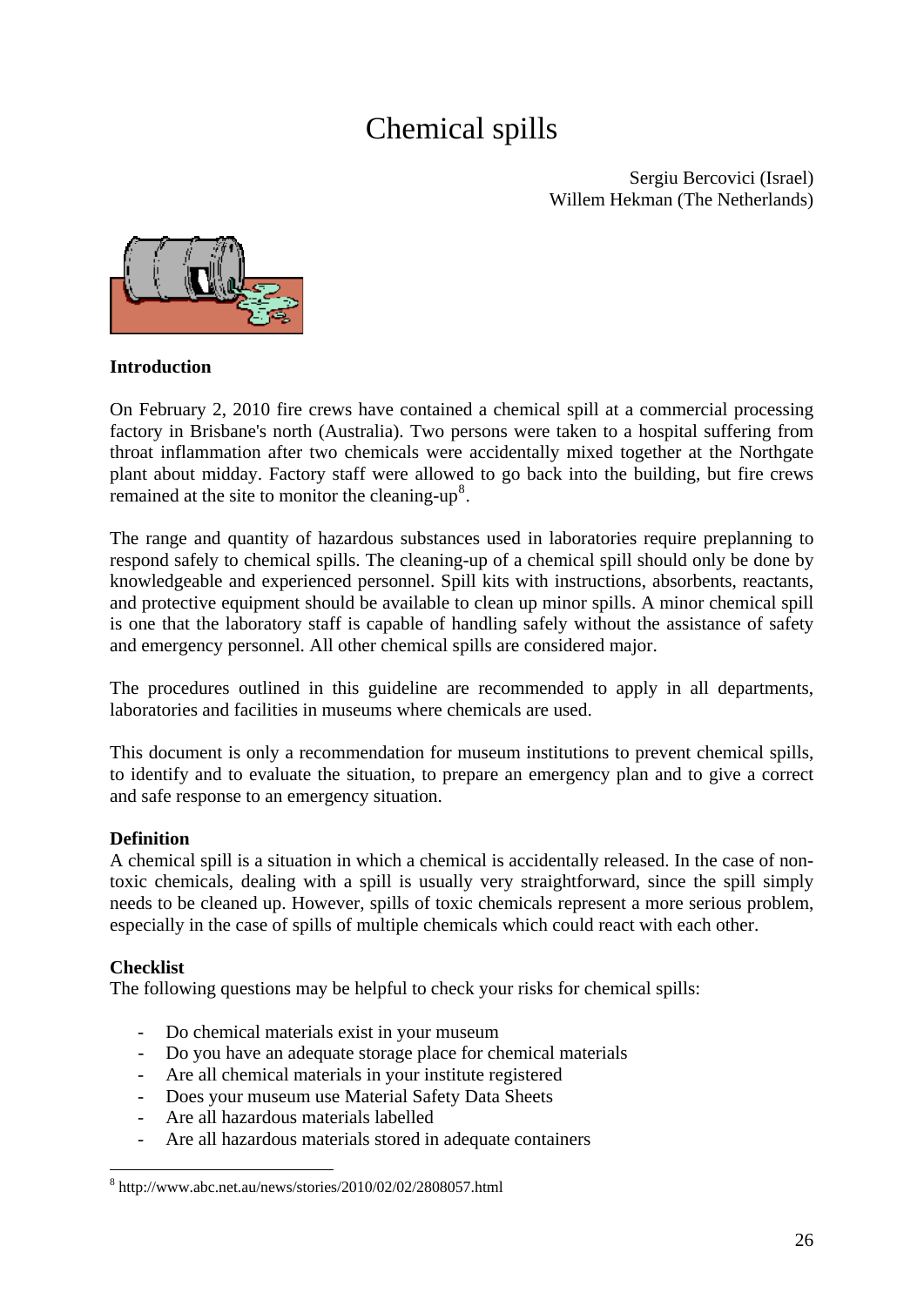# Chemical spills

Sergiu Bercovici (Israel)
Willem Hekman (The Netherlands)

**Introduction**

On February 2, 2010 fire crews have contained a chemical spill at a commercial processing factory in Brisbane's north (Australia). Two persons were taken to a hospital suffering from throat inflammation after two chemicals were accidentally mixed together at the Northgate plant about midday. Factory staff were allowed to go back into the building, but fire crews remained at the site to monitor the cleaning-up[8].

The range and quantity of hazardous substances used in laboratories require preplanning to respond safely to chemical spills. The cleaning-up of a chemical spill should only be done by knowledgeable and experienced personnel. Spill kits with instructions, absorbents, reactants, and protective equipment should be available to clean up minor spills. A minor chemical spill is one that the laboratory staff is capable of handling safely without the assistance of safety and emergency personnel. All other chemical spills are considered major.

The procedures outlined in this guideline are recommended to apply in all departments, laboratories and facilities in museums where chemicals are used.

This document is only a recommendation for museum institutions to prevent chemical spills, to identify and to evaluate the situation, to prepare an emergency plan and to give a correct and safe response to an emergency situation.

**Definition**
A chemical spill is a situation in which a chemical is accidentally released. In the case of non-toxic chemicals, dealing with a spill is usually very straightforward, since the spill simply needs to be cleaned up. However, spills of toxic chemicals represent a more serious problem, especially in the case of spills of multiple chemicals which could react with each other.

**Checklist**
The following questions may be helpful to check your risks for chemical spills:

- Do chemical materials exist in your museum
- Do you have an adequate storage place for chemical materials
- Are all chemical materials in your institute registered
- Does your museum use Material Safety Data Sheets
- Are all hazardous materials labelled
- Are all hazardous materials stored in adequate containers

[8] http://www.abc.net.au/news/stories/2010/02/02/2808057.html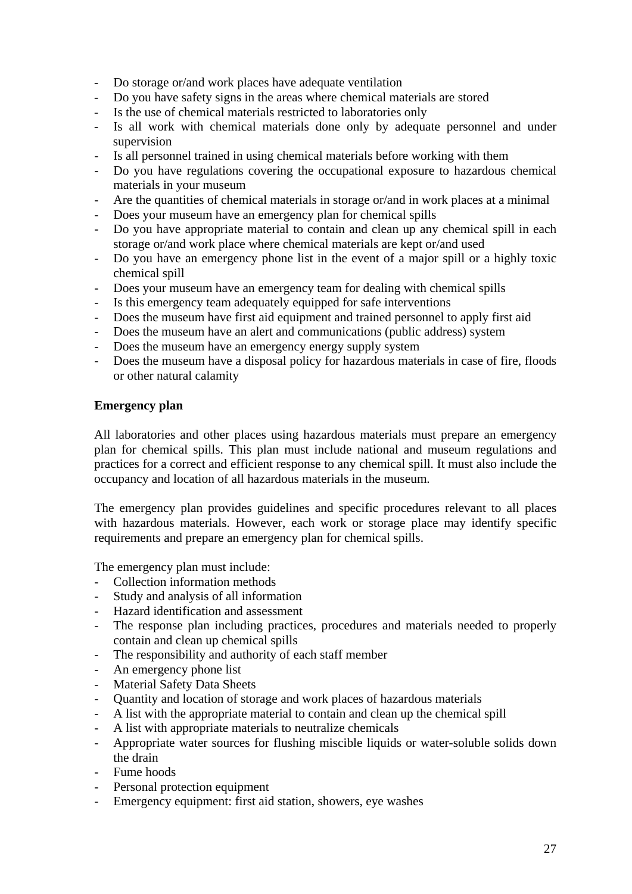- Do storage or/and work places have adequate ventilation
- Do you have safety signs in the areas where chemical materials are stored
- Is the use of chemical materials restricted to laboratories only
- Is all work with chemical materials done only by adequate personnel and under supervision
- Is all personnel trained in using chemical materials before working with them
- Do you have regulations covering the occupational exposure to hazardous chemical materials in your museum
- Are the quantities of chemical materials in storage or/and in work places at a minimal
- Does your museum have an emergency plan for chemical spills
- Do you have appropriate material to contain and clean up any chemical spill in each storage or/and work place where chemical materials are kept or/and used
- Do you have an emergency phone list in the event of a major spill or a highly toxic chemical spill
- Does your museum have an emergency team for dealing with chemical spills
- Is this emergency team adequately equipped for safe interventions
- Does the museum have first aid equipment and trained personnel to apply first aid
- Does the museum have an alert and communications (public address) system
- Does the museum have an emergency energy supply system
- Does the museum have a disposal policy for hazardous materials in case of fire, floods or other natural calamity

**Emergency plan**

All laboratories and other places using hazardous materials must prepare an emergency plan for chemical spills. This plan must include national and museum regulations and practices for a correct and efficient response to any chemical spill. It must also include the occupancy and location of all hazardous materials in the museum.

The emergency plan provides guidelines and specific procedures relevant to all places with hazardous materials. However, each work or storage place may identify specific requirements and prepare an emergency plan for chemical spills.

The emergency plan must include:
- Collection information methods
- Study and analysis of all information
- Hazard identification and assessment
- The response plan including practices, procedures and materials needed to properly contain and clean up chemical spills
- The responsibility and authority of each staff member
- An emergency phone list
- Material Safety Data Sheets
- Quantity and location of storage and work places of hazardous materials
- A list with the appropriate material to contain and clean up the chemical spill
- A list with appropriate materials to neutralize chemicals
- Appropriate water sources for flushing miscible liquids or water-soluble solids down the drain
- Fume hoods
- Personal protection equipment
- Emergency equipment: first aid station, showers, eye washes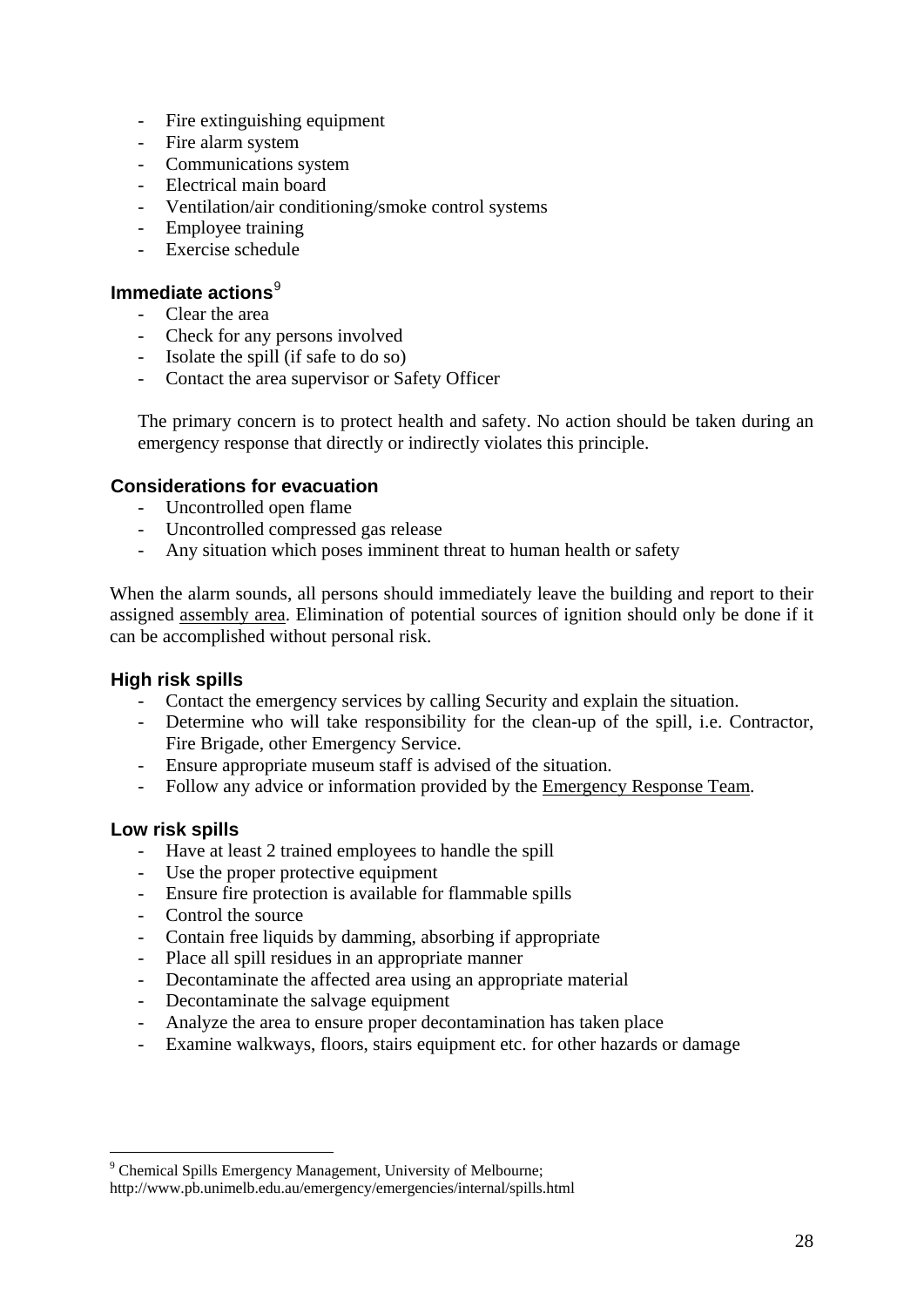- Fire extinguishing equipment
- Fire alarm system
- Communications system
- Electrical main board
- Ventilation/air conditioning/smoke control systems
- Employee training
- Exercise schedule

### Immediate actions[9]

- Clear the area
- Check for any persons involved
- Isolate the spill (if safe to do so)
- Contact the area supervisor or Safety Officer

The primary concern is to protect health and safety. No action should be taken during an emergency response that directly or indirectly violates this principle.

### Considerations for evacuation

- Uncontrolled open flame
- Uncontrolled compressed gas release
- Any situation which poses imminent threat to human health or safety

When the alarm sounds, all persons should immediately leave the building and report to their assigned assembly area. Elimination of potential sources of ignition should only be done if it can be accomplished without personal risk.

### High risk spills

- Contact the emergency services by calling Security and explain the situation.
- Determine who will take responsibility for the clean-up of the spill, i.e. Contractor, Fire Brigade, other Emergency Service.
- Ensure appropriate museum staff is advised of the situation.
- Follow any advice or information provided by the Emergency Response Team.

### Low risk spills

- Have at least 2 trained employees to handle the spill
- Use the proper protective equipment
- Ensure fire protection is available for flammable spills
- Control the source
- Contain free liquids by damming, absorbing if appropriate
- Place all spill residues in an appropriate manner
- Decontaminate the affected area using an appropriate material
- Decontaminate the salvage equipment
- Analyze the area to ensure proper decontamination has taken place
- Examine walkways, floors, stairs equipment etc. for other hazards or damage

---

[9] Chemical Spills Emergency Management, University of Melbourne; http://www.pb.unimelb.edu.au/emergency/emergencies/internal/spills.html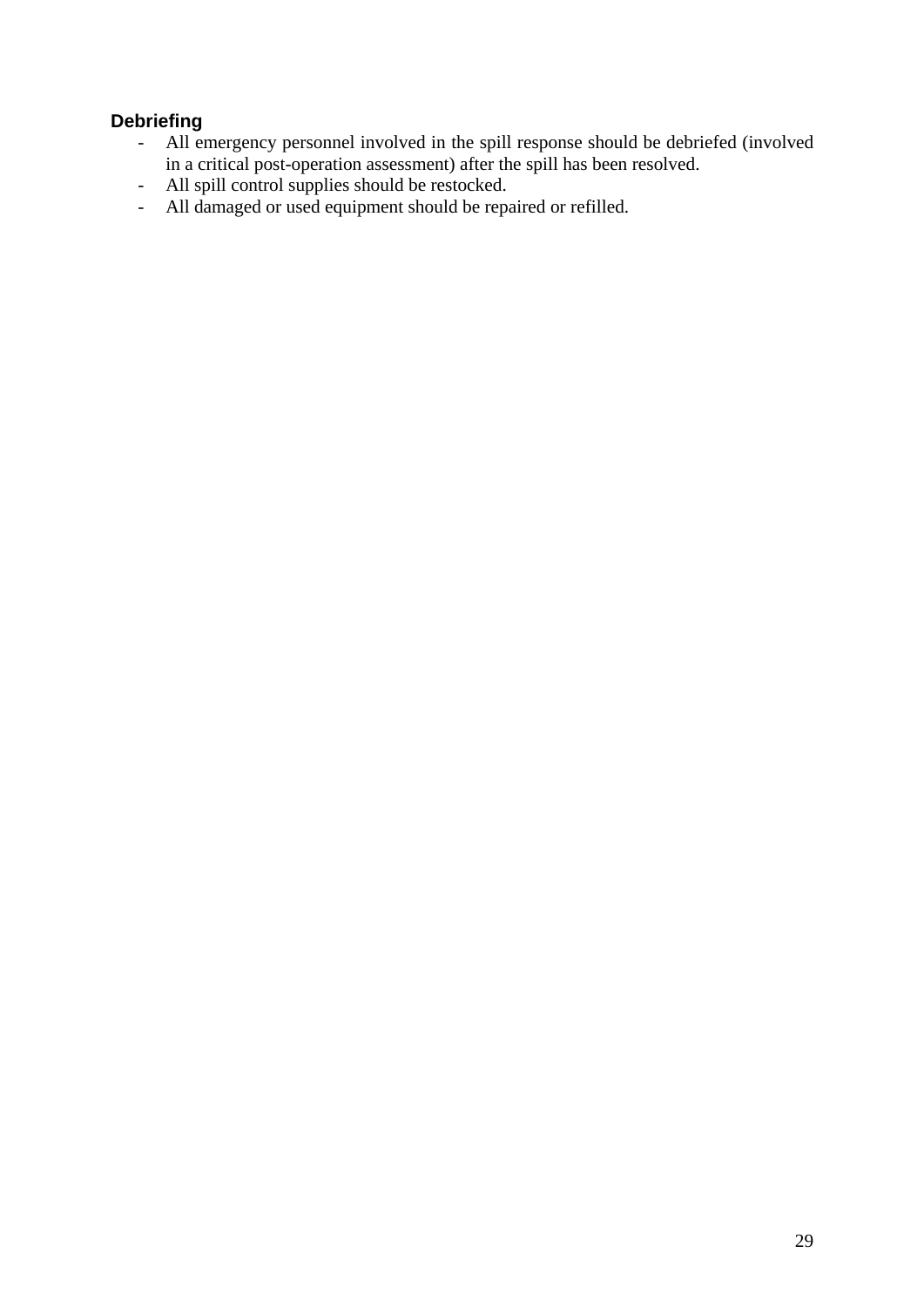**Debriefing**

- All emergency personnel involved in the spill response should be debriefed (involved in a critical post-operation assessment) after the spill has been resolved.
- All spill control supplies should be restocked.
- All damaged or used equipment should be repaired or refilled.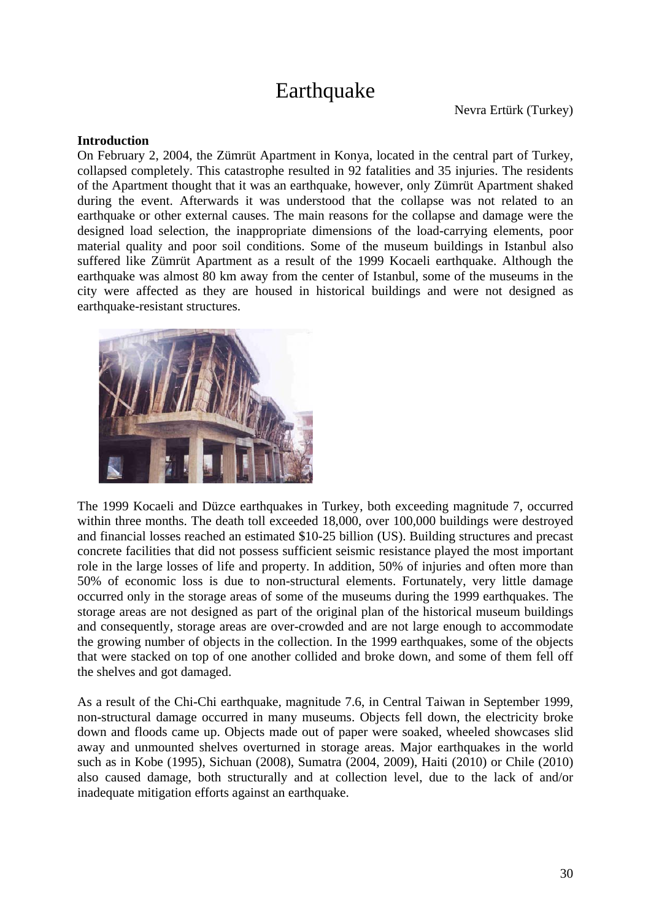# Earthquake

Nevra Ertürk (Turkey)

**Introduction**

On February 2, 2004, the Zümrüt Apartment in Konya, located in the central part of Turkey, collapsed completely. This catastrophe resulted in 92 fatalities and 35 injuries. The residents of the Apartment thought that it was an earthquake, however, only Zümrüt Apartment shaked during the event. Afterwards it was understood that the collapse was not related to an earthquake or other external causes. The main reasons for the collapse and damage were the designed load selection, the inappropriate dimensions of the load-carrying elements, poor material quality and poor soil conditions. Some of the museum buildings in Istanbul also suffered like Zümrüt Apartment as a result of the 1999 Kocaeli earthquake. Although the earthquake was almost 80 km away from the center of Istanbul, some of the museums in the city were affected as they are housed in historical buildings and were not designed as earthquake-resistant structures.

The 1999 Kocaeli and Düzce earthquakes in Turkey, both exceeding magnitude 7, occurred within three months. The death toll exceeded 18,000, over 100,000 buildings were destroyed and financial losses reached an estimated $10-25 billion (US). Building structures and precast concrete facilities that did not possess sufficient seismic resistance played the most important role in the large losses of life and property. In addition, 50% of injuries and often more than 50% of economic loss is due to non-structural elements. Fortunately, very little damage occurred only in the storage areas of some of the museums during the 1999 earthquakes. The storage areas are not designed as part of the original plan of the historical museum buildings and consequently, storage areas are over-crowded and are not large enough to accommodate the growing number of objects in the collection. In the 1999 earthquakes, some of the objects that were stacked on top of one another collided and broke down, and some of them fell off the shelves and got damaged.

As a result of the Chi-Chi earthquake, magnitude 7.6, in Central Taiwan in September 1999, non-structural damage occurred in many museums. Objects fell down, the electricity broke down and floods came up. Objects made out of paper were soaked, wheeled showcases slid away and unmounted shelves overturned in storage areas. Major earthquakes in the world such as in Kobe (1995), Sichuan (2008), Sumatra (2004, 2009), Haiti (2010) or Chile (2010) also caused damage, both structurally and at collection level, due to the lack of and/or inadequate mitigation efforts against an earthquake.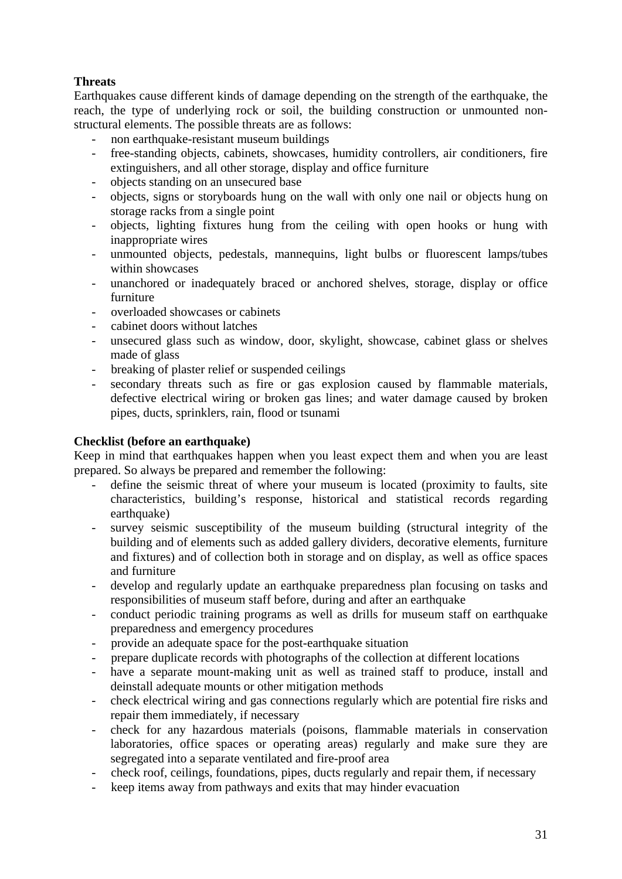**Threats**

Earthquakes cause different kinds of damage depending on the strength of the earthquake, the reach, the type of underlying rock or soil, the building construction or unmounted non-structural elements. The possible threats are as follows:

- non earthquake-resistant museum buildings
- free-standing objects, cabinets, showcases, humidity controllers, air conditioners, fire extinguishers, and all other storage, display and office furniture
- objects standing on an unsecured base
- objects, signs or storyboards hung on the wall with only one nail or objects hung on storage racks from a single point
- objects, lighting fixtures hung from the ceiling with open hooks or hung with inappropriate wires
- unmounted objects, pedestals, mannequins, light bulbs or fluorescent lamps/tubes within showcases
- unanchored or inadequately braced or anchored shelves, storage, display or office furniture
- overloaded showcases or cabinets
- cabinet doors without latches
- unsecured glass such as window, door, skylight, showcase, cabinet glass or shelves made of glass
- breaking of plaster relief or suspended ceilings
- secondary threats such as fire or gas explosion caused by flammable materials, defective electrical wiring or broken gas lines; and water damage caused by broken pipes, ducts, sprinklers, rain, flood or tsunami

**Checklist (before an earthquake)**

Keep in mind that earthquakes happen when you least expect them and when you are least prepared. So always be prepared and remember the following:

- define the seismic threat of where your museum is located (proximity to faults, site characteristics, building's response, historical and statistical records regarding earthquake)
- survey seismic susceptibility of the museum building (structural integrity of the building and of elements such as added gallery dividers, decorative elements, furniture and fixtures) and of collection both in storage and on display, as well as office spaces and furniture
- develop and regularly update an earthquake preparedness plan focusing on tasks and responsibilities of museum staff before, during and after an earthquake
- conduct periodic training programs as well as drills for museum staff on earthquake preparedness and emergency procedures
- provide an adequate space for the post-earthquake situation
- prepare duplicate records with photographs of the collection at different locations
- have a separate mount-making unit as well as trained staff to produce, install and deinstall adequate mounts or other mitigation methods
- check electrical wiring and gas connections regularly which are potential fire risks and repair them immediately, if necessary
- check for any hazardous materials (poisons, flammable materials in conservation laboratories, office spaces or operating areas) regularly and make sure they are segregated into a separate ventilated and fire-proof area
- check roof, ceilings, foundations, pipes, ducts regularly and repair them, if necessary
- keep items away from pathways and exits that may hinder evacuation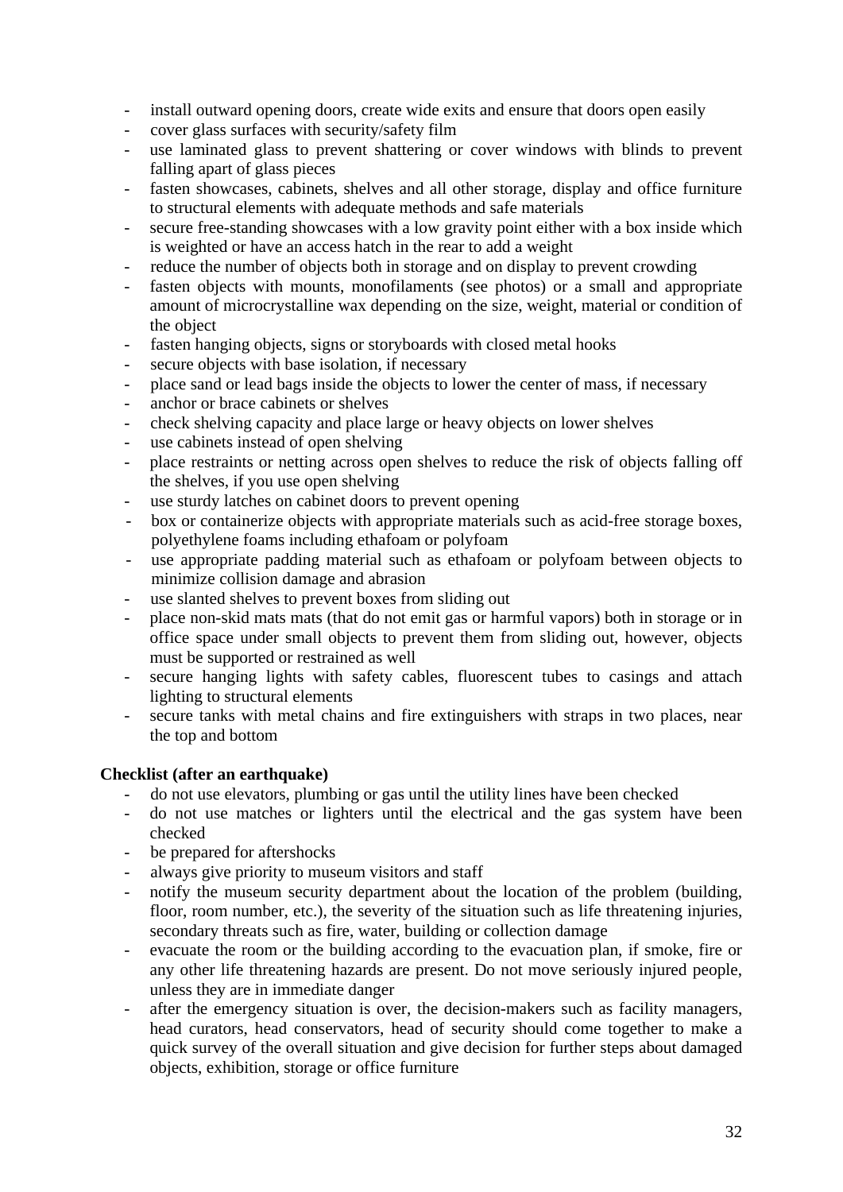- install outward opening doors, create wide exits and ensure that doors open easily
- cover glass surfaces with security/safety film
- use laminated glass to prevent shattering or cover windows with blinds to prevent falling apart of glass pieces
- fasten showcases, cabinets, shelves and all other storage, display and office furniture to structural elements with adequate methods and safe materials
- secure free-standing showcases with a low gravity point either with a box inside which is weighted or have an access hatch in the rear to add a weight
- reduce the number of objects both in storage and on display to prevent crowding
- fasten objects with mounts, monofilaments (see photos) or a small and appropriate amount of microcrystalline wax depending on the size, weight, material or condition of the object
- fasten hanging objects, signs or storyboards with closed metal hooks
- secure objects with base isolation, if necessary
- place sand or lead bags inside the objects to lower the center of mass, if necessary
- anchor or brace cabinets or shelves
- check shelving capacity and place large or heavy objects on lower shelves
- use cabinets instead of open shelving
- place restraints or netting across open shelves to reduce the risk of objects falling off the shelves, if you use open shelving
- use sturdy latches on cabinet doors to prevent opening
- box or containerize objects with appropriate materials such as acid-free storage boxes, polyethylene foams including ethafoam or polyfoam
- use appropriate padding material such as ethafoam or polyfoam between objects to minimize collision damage and abrasion
- use slanted shelves to prevent boxes from sliding out
- place non-skid mats mats (that do not emit gas or harmful vapors) both in storage or in office space under small objects to prevent them from sliding out, however, objects must be supported or restrained as well
- secure hanging lights with safety cables, fluorescent tubes to casings and attach lighting to structural elements
- secure tanks with metal chains and fire extinguishers with straps in two places, near the top and bottom

**Checklist (after an earthquake)**

- do not use elevators, plumbing or gas until the utility lines have been checked
- do not use matches or lighters until the electrical and the gas system have been checked
- be prepared for aftershocks
- always give priority to museum visitors and staff
- notify the museum security department about the location of the problem (building, floor, room number, etc.), the severity of the situation such as life threatening injuries, secondary threats such as fire, water, building or collection damage
- evacuate the room or the building according to the evacuation plan, if smoke, fire or any other life threatening hazards are present. Do not move seriously injured people, unless they are in immediate danger
- after the emergency situation is over, the decision-makers such as facility managers, head curators, head conservators, head of security should come together to make a quick survey of the overall situation and give decision for further steps about damaged objects, exhibition, storage or office furniture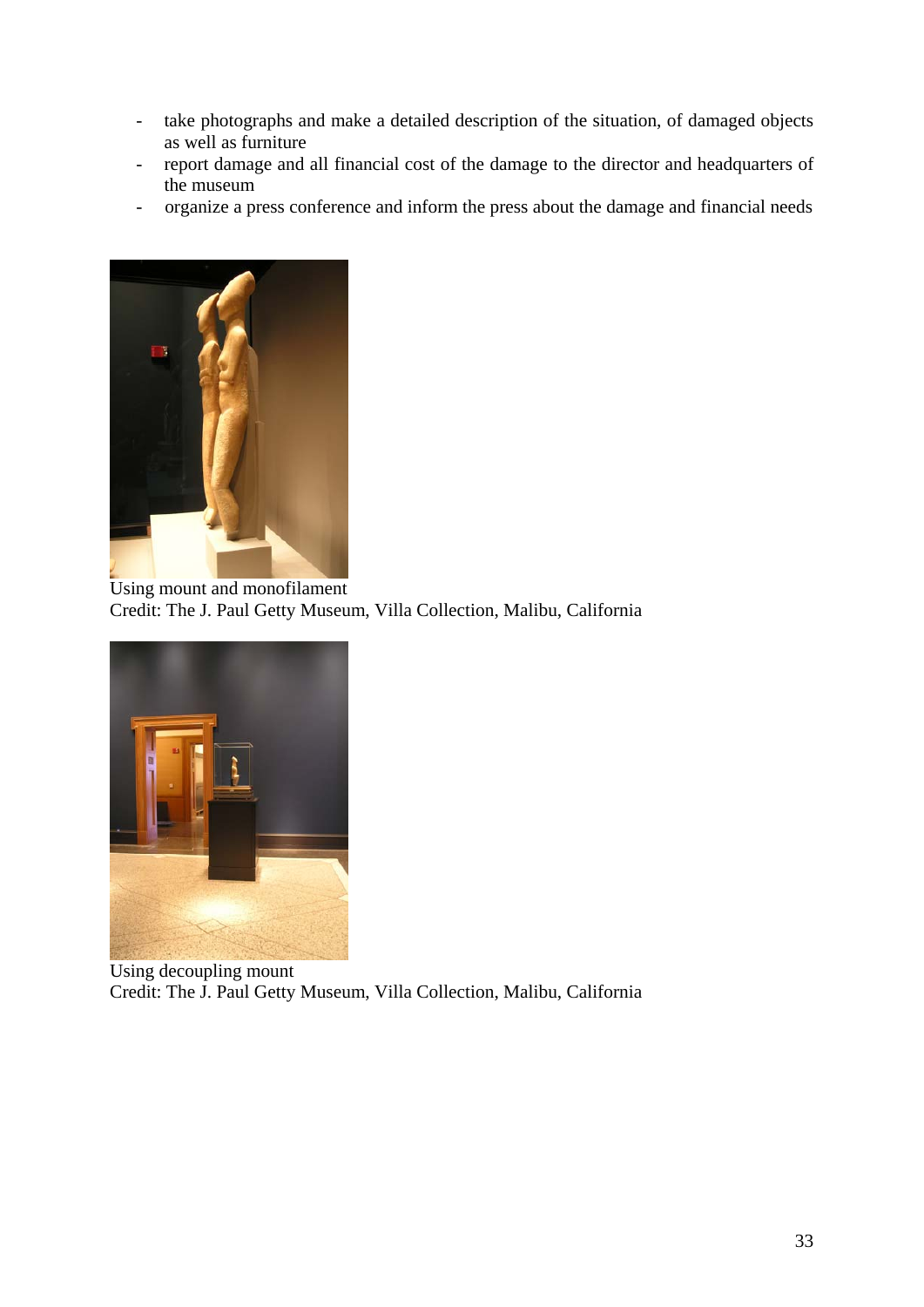- take photographs and make a detailed description of the situation, of damaged objects as well as furniture
- report damage and all financial cost of the damage to the director and headquarters of the museum
- organize a press conference and inform the press about the damage and financial needs

Using mount and monofilament
Credit: The J. Paul Getty Museum, Villa Collection, Malibu, California

Using decoupling mount
Credit: The J. Paul Getty Museum, Villa Collection, Malibu, California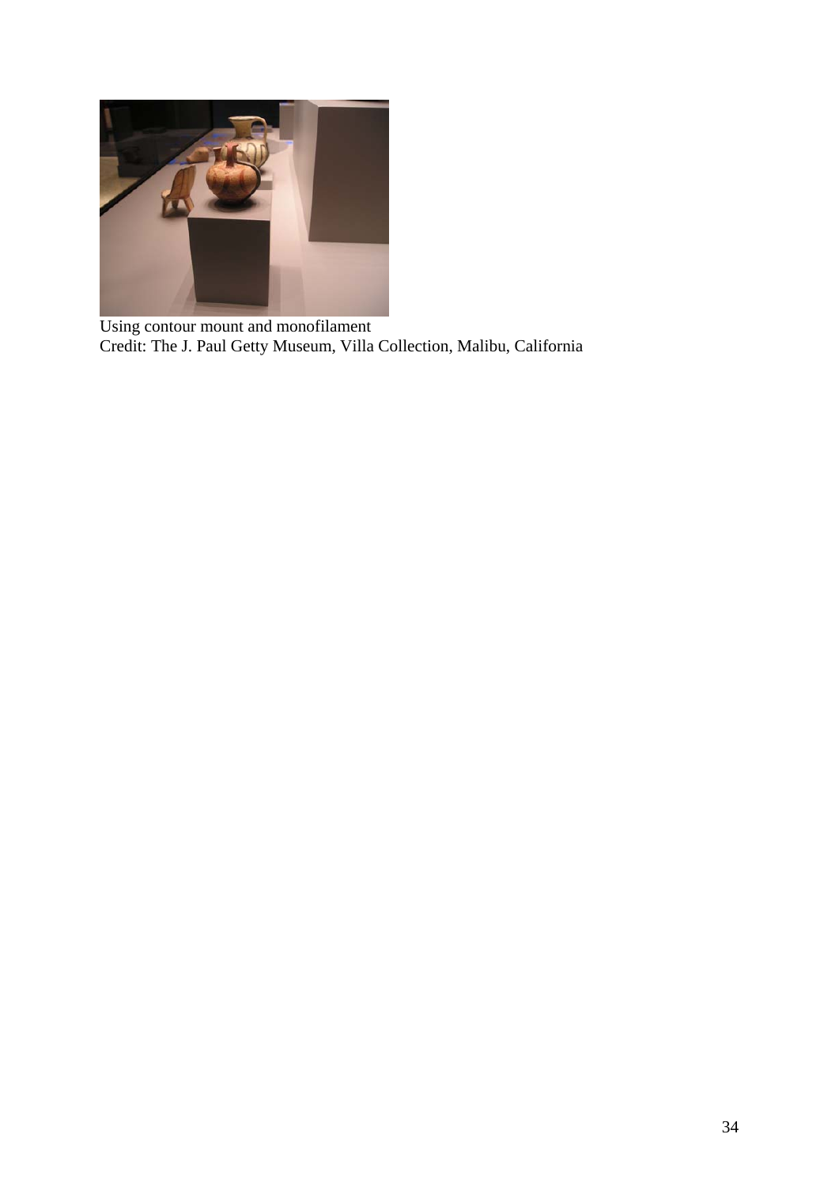Using contour mount and monofilament
Credit: The J. Paul Getty Museum, Villa Collection, Malibu, California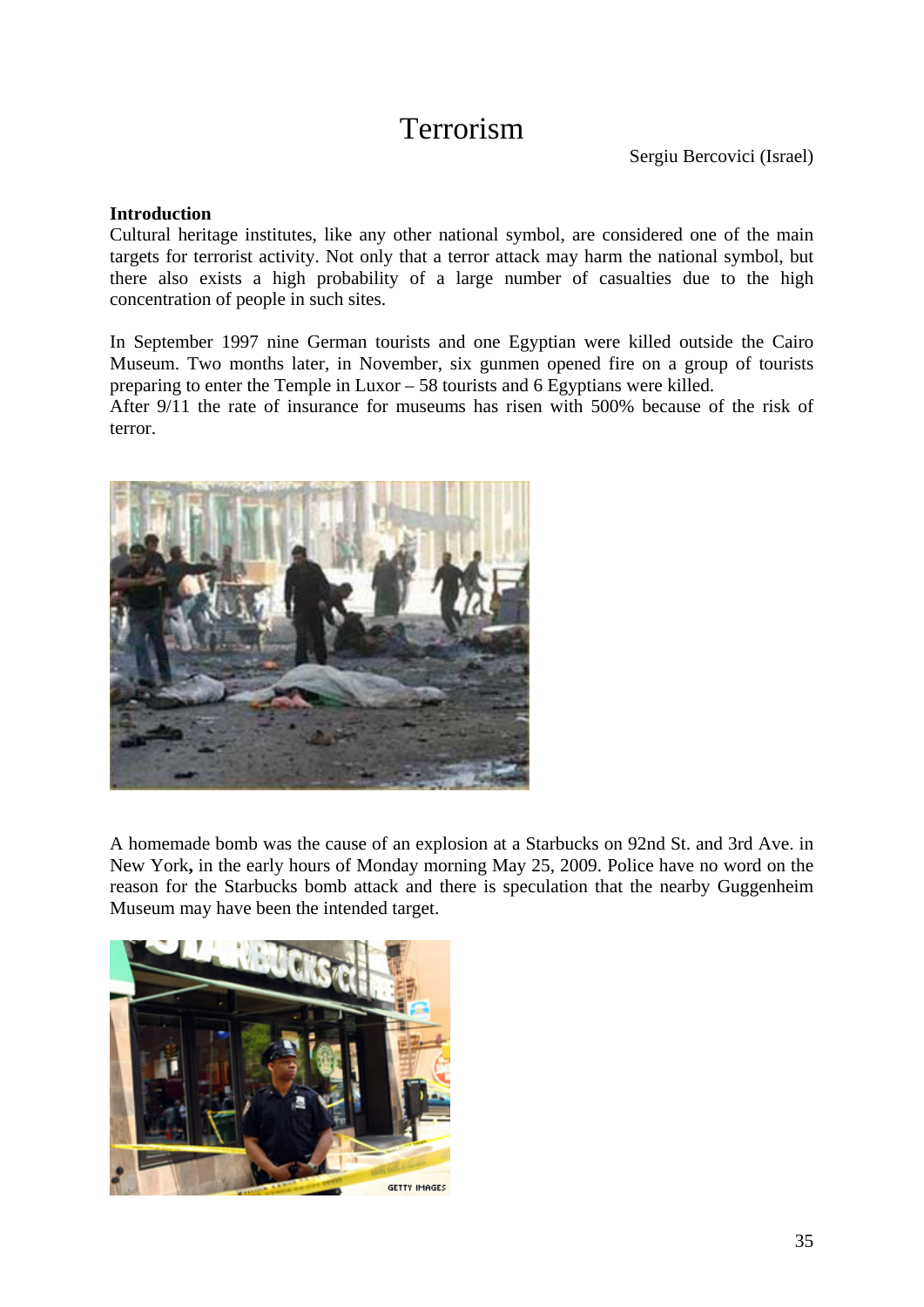# Terrorism

Sergiu Bercovici (Israel)

**Introduction**

Cultural heritage institutes, like any other national symbol, are considered one of the main targets for terrorist activity. Not only that a terror attack may harm the national symbol, but there also exists a high probability of a large number of casualties due to the high concentration of people in such sites.

In September 1997 nine German tourists and one Egyptian were killed outside the Cairo Museum. Two months later, in November, six gunmen opened fire on a group of tourists preparing to enter the Temple in Luxor – 58 tourists and 6 Egyptians were killed.
After 9/11 the rate of insurance for museums has risen with 500% because of the risk of terror.

A homemade bomb was the cause of an explosion at a Starbucks on 92nd St. and 3rd Ave. in New York**,** in the early hours of Monday morning May 25, 2009. Police have no word on the reason for the Starbucks bomb attack and there is speculation that the nearby Guggenheim Museum may have been the intended target.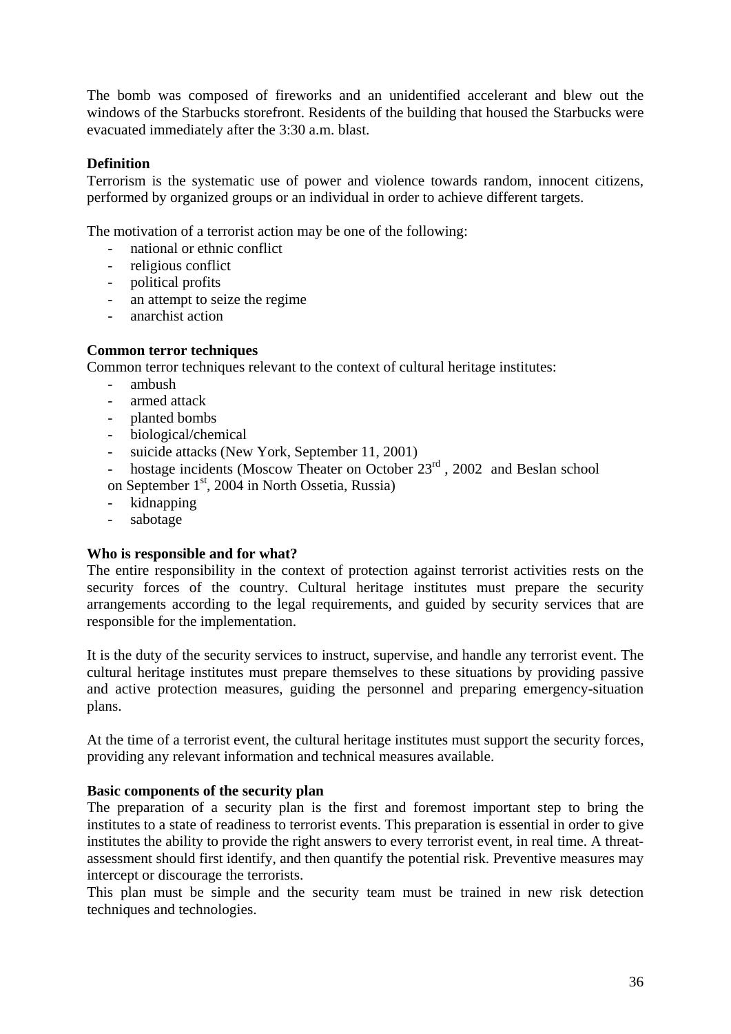The bomb was composed of fireworks and an unidentified accelerant and blew out the windows of the Starbucks storefront. Residents of the building that housed the Starbucks were evacuated immediately after the 3:30 a.m. blast.

**Definition**

Terrorism is the systematic use of power and violence towards random, innocent citizens, performed by organized groups or an individual in order to achieve different targets.

The motivation of a terrorist action may be one of the following:

- national or ethnic conflict
- religious conflict
- political profits
- an attempt to seize the regime
- anarchist action

**Common terror techniques**

Common terror techniques relevant to the context of cultural heritage institutes:

- ambush
- armed attack
- planted bombs
- biological/chemical
- suicide attacks (New York, September 11, 2001)
- hostage incidents (Moscow Theater on October 23rd , 2002 and Beslan school on September 1st, 2004 in North Ossetia, Russia)
- kidnapping
- sabotage

**Who is responsible and for what?**

The entire responsibility in the context of protection against terrorist activities rests on the security forces of the country. Cultural heritage institutes must prepare the security arrangements according to the legal requirements, and guided by security services that are responsible for the implementation.

It is the duty of the security services to instruct, supervise, and handle any terrorist event. The cultural heritage institutes must prepare themselves to these situations by providing passive and active protection measures, guiding the personnel and preparing emergency-situation plans.

At the time of a terrorist event, the cultural heritage institutes must support the security forces, providing any relevant information and technical measures available.

**Basic components of the security plan**

The preparation of a security plan is the first and foremost important step to bring the institutes to a state of readiness to terrorist events. This preparation is essential in order to give institutes the ability to provide the right answers to every terrorist event, in real time. A threat-assessment should first identify, and then quantify the potential risk. Preventive measures may intercept or discourage the terrorists.

This plan must be simple and the security team must be trained in new risk detection techniques and technologies.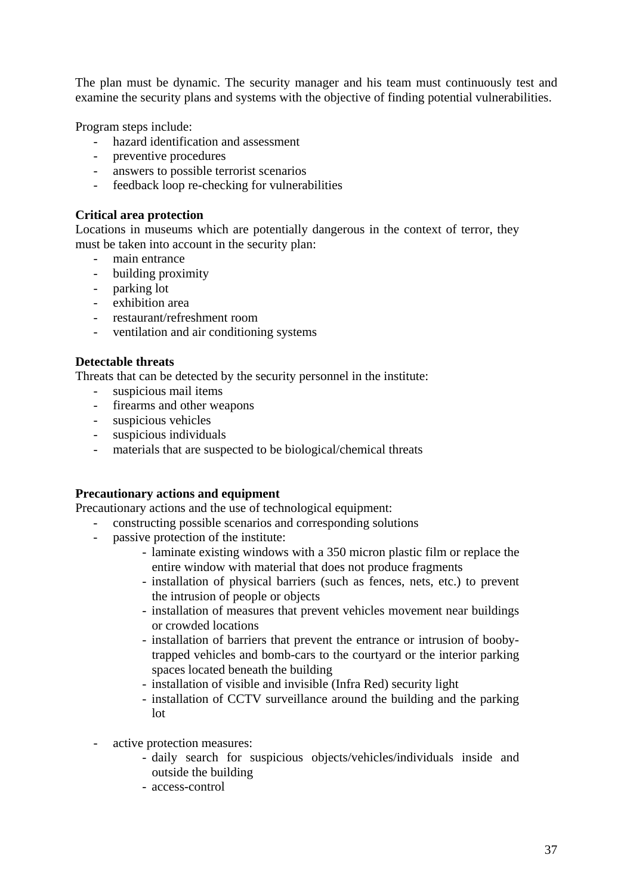The plan must be dynamic. The security manager and his team must continuously test and examine the security plans and systems with the objective of finding potential vulnerabilities.

Program steps include:

- hazard identification and assessment
- preventive procedures
- answers to possible terrorist scenarios
- feedback loop re-checking for vulnerabilities

**Critical area protection**

Locations in museums which are potentially dangerous in the context of terror, they must be taken into account in the security plan:

- main entrance
- building proximity
- parking lot
- exhibition area
- restaurant/refreshment room
- ventilation and air conditioning systems

**Detectable threats**

Threats that can be detected by the security personnel in the institute:

- suspicious mail items
- firearms and other weapons
- suspicious vehicles
- suspicious individuals
- materials that are suspected to be biological/chemical threats

**Precautionary actions and equipment**

Precautionary actions and the use of technological equipment:

- constructing possible scenarios and corresponding solutions
- passive protection of the institute:
    - laminate existing windows with a 350 micron plastic film or replace the entire window with material that does not produce fragments
    - installation of physical barriers (such as fences, nets, etc.) to prevent the intrusion of people or objects
    - installation of measures that prevent vehicles movement near buildings or crowded locations
    - installation of barriers that prevent the entrance or intrusion of booby-trapped vehicles and bomb-cars to the courtyard or the interior parking spaces located beneath the building
    - installation of visible and invisible (Infra Red) security light
    - installation of CCTV surveillance around the building and the parking lot
- active protection measures:
    - daily search for suspicious objects/vehicles/individuals inside and outside the building
    - access-control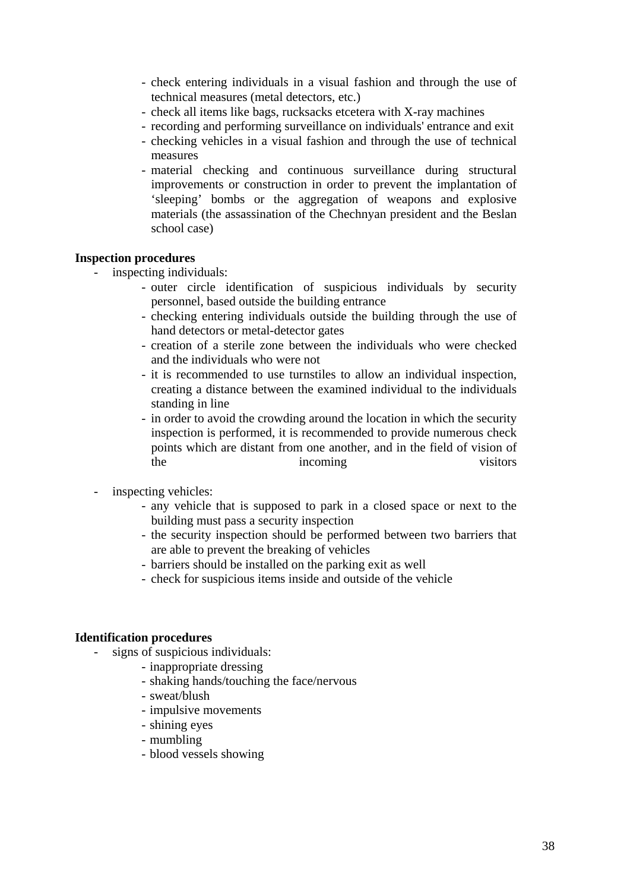- check entering individuals in a visual fashion and through the use of technical measures (metal detectors, etc.)
- check all items like bags, rucksacks etcetera with X-ray machines
- recording and performing surveillance on individuals' entrance and exit
- checking vehicles in a visual fashion and through the use of technical measures
- material checking and continuous surveillance during structural improvements or construction in order to prevent the implantation of ‘sleeping’ bombs or the aggregation of weapons and explosive materials (the assassination of the Chechnyan president and the Beslan school case)

**Inspection procedures**

- inspecting individuals:
    - outer circle identification of suspicious individuals by security personnel, based outside the building entrance
    - checking entering individuals outside the building through the use of hand detectors or metal-detector gates
    - creation of a sterile zone between the individuals who were checked and the individuals who were not
    - it is recommended to use turnstiles to allow an individual inspection, creating a distance between the examined individual to the individuals standing in line
    - in order to avoid the crowding around the location in which the security inspection is performed, it is recommended to provide numerous check points which are distant from one another, and in the field of vision of the incoming visitors

- inspecting vehicles:
    - any vehicle that is supposed to park in a closed space or next to the building must pass a security inspection
    - the security inspection should be performed between two barriers that are able to prevent the breaking of vehicles
    - barriers should be installed on the parking exit as well
    - check for suspicious items inside and outside of the vehicle

**Identification procedures**

- signs of suspicious individuals:
    - inappropriate dressing
    - shaking hands/touching the face/nervous
    - sweat/blush
    - impulsive movements
    - shining eyes
    - mumbling
    - blood vessels showing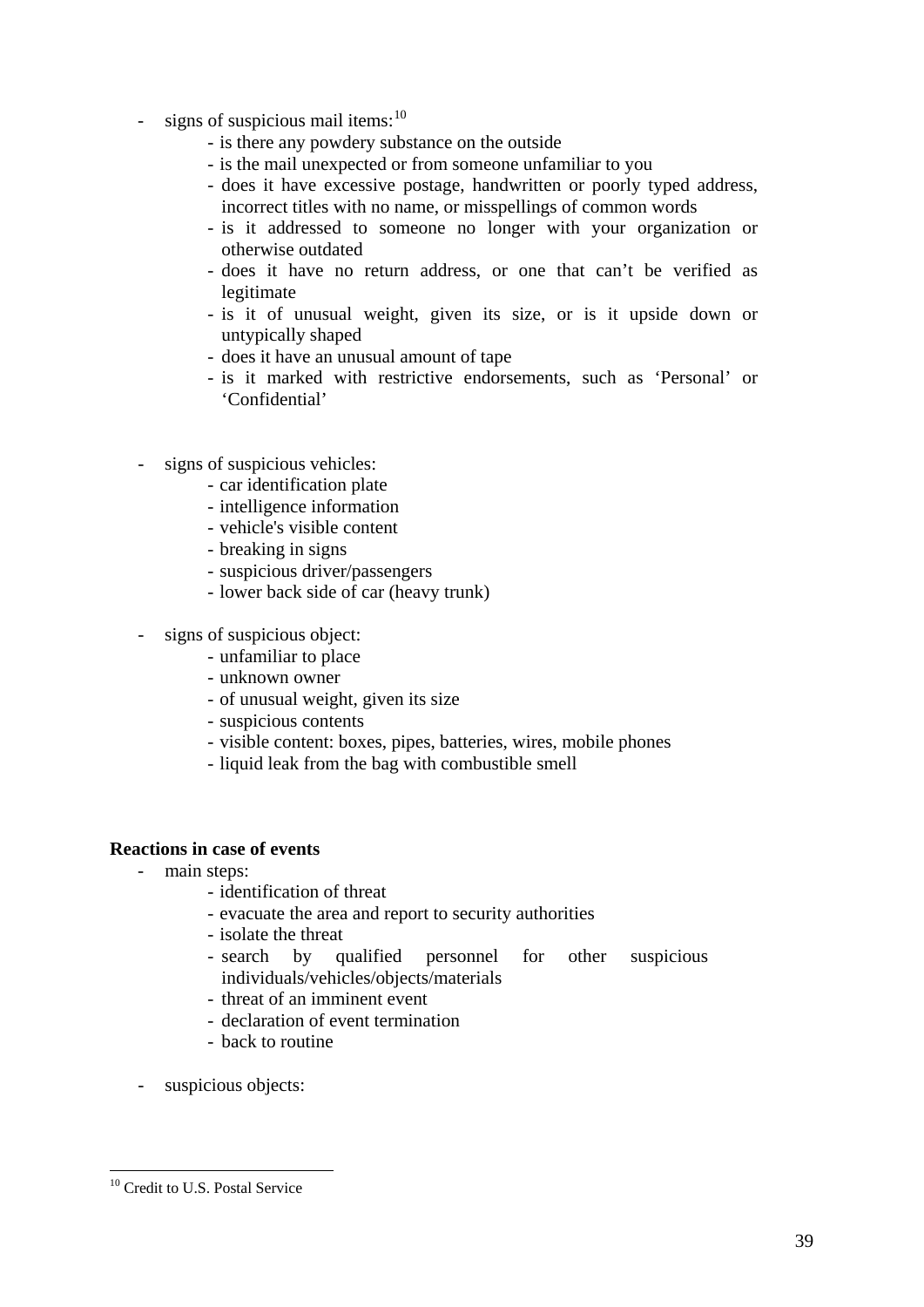- signs of suspicious mail items:[10]
  - is there any powdery substance on the outside
  - is the mail unexpected or from someone unfamiliar to you
  - does it have excessive postage, handwritten or poorly typed address, incorrect titles with no name, or misspellings of common words
  - is it addressed to someone no longer with your organization or otherwise outdated
  - does it have no return address, or one that can't be verified as legitimate
  - is it of unusual weight, given its size, or is it upside down or untypically shaped
  - does it have an unusual amount of tape
  - is it marked with restrictive endorsements, such as 'Personal' or 'Confidential'

- signs of suspicious vehicles:
  - car identification plate
  - intelligence information
  - vehicle's visible content
  - breaking in signs
  - suspicious driver/passengers
  - lower back side of car (heavy trunk)

- signs of suspicious object:
  - unfamiliar to place
  - unknown owner
  - of unusual weight, given its size
  - suspicious contents
  - visible content: boxes, pipes, batteries, wires, mobile phones
  - liquid leak from the bag with combustible smell

**Reactions in case of events**

- main steps:
  - identification of threat
  - evacuate the area and report to security authorities
  - isolate the threat
  - search by qualified personnel for other suspicious individuals/vehicles/objects/materials
  - threat of an imminent event
  - declaration of event termination
  - back to routine

- suspicious objects:

---

[10] Credit to U.S. Postal Service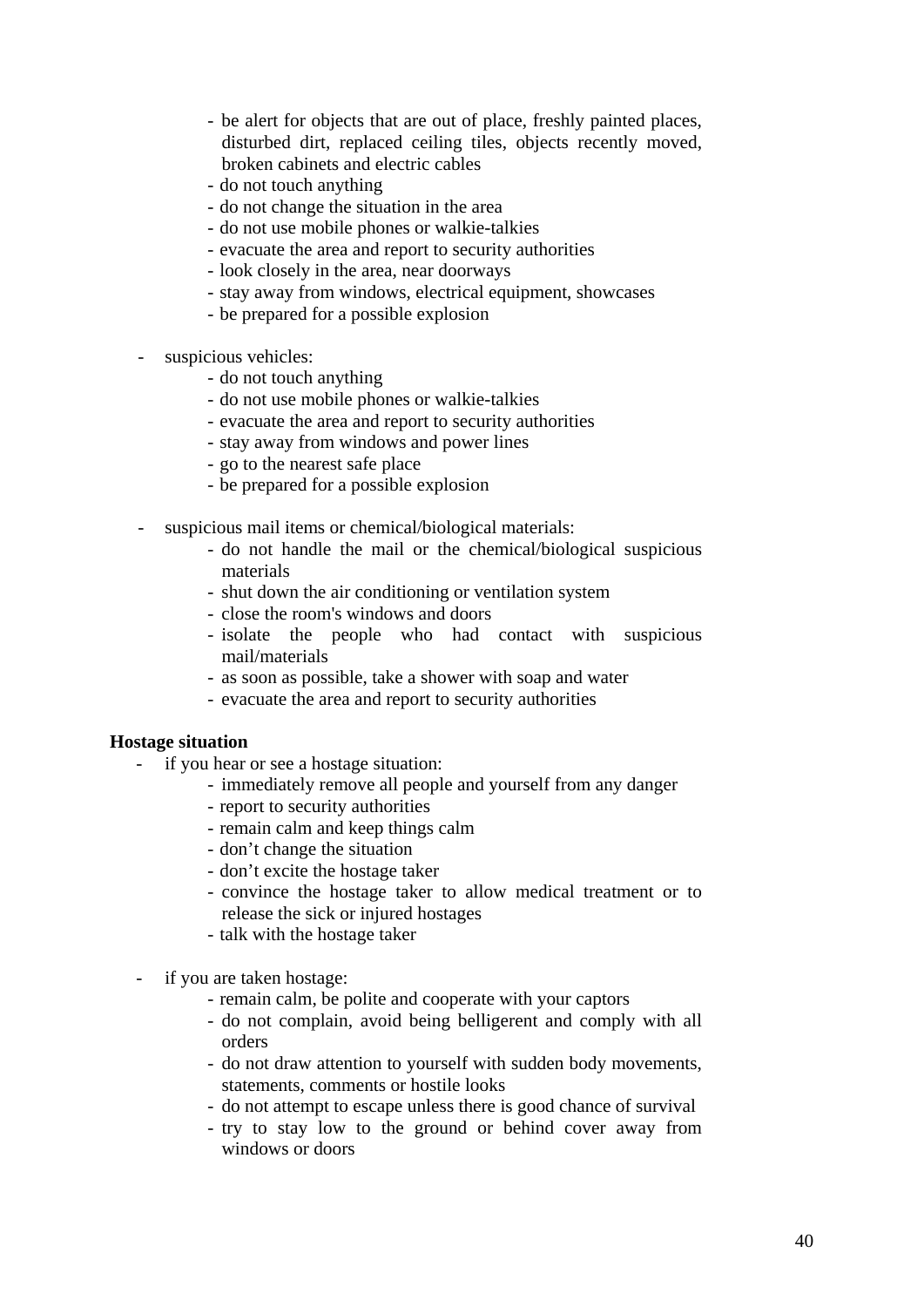- be alert for objects that are out of place, freshly painted places, disturbed dirt, replaced ceiling tiles, objects recently moved, broken cabinets and electric cables
  - do not touch anything
  - do not change the situation in the area
  - do not use mobile phones or walkie-talkies
  - evacuate the area and report to security authorities
  - look closely in the area, near doorways
  - stay away from windows, electrical equipment, showcases
  - be prepared for a possible explosion

- suspicious vehicles:
  - do not touch anything
  - do not use mobile phones or walkie-talkies
  - evacuate the area and report to security authorities
  - stay away from windows and power lines
  - go to the nearest safe place
  - be prepared for a possible explosion

- suspicious mail items or chemical/biological materials:
  - do not handle the mail or the chemical/biological suspicious materials
  - shut down the air conditioning or ventilation system
  - close the room's windows and doors
  - isolate the people who had contact with suspicious mail/materials
  - as soon as possible, take a shower with soap and water
  - evacuate the area and report to security authorities

**Hostage situation**

- if you hear or see a hostage situation:
  - immediately remove all people and yourself from any danger
  - report to security authorities
  - remain calm and keep things calm
  - don't change the situation
  - don't excite the hostage taker
  - convince the hostage taker to allow medical treatment or to release the sick or injured hostages
  - talk with the hostage taker

- if you are taken hostage:
  - remain calm, be polite and cooperate with your captors
  - do not complain, avoid being belligerent and comply with all orders
  - do not draw attention to yourself with sudden body movements, statements, comments or hostile looks
  - do not attempt to escape unless there is good chance of survival
  - try to stay low to the ground or behind cover away from windows or doors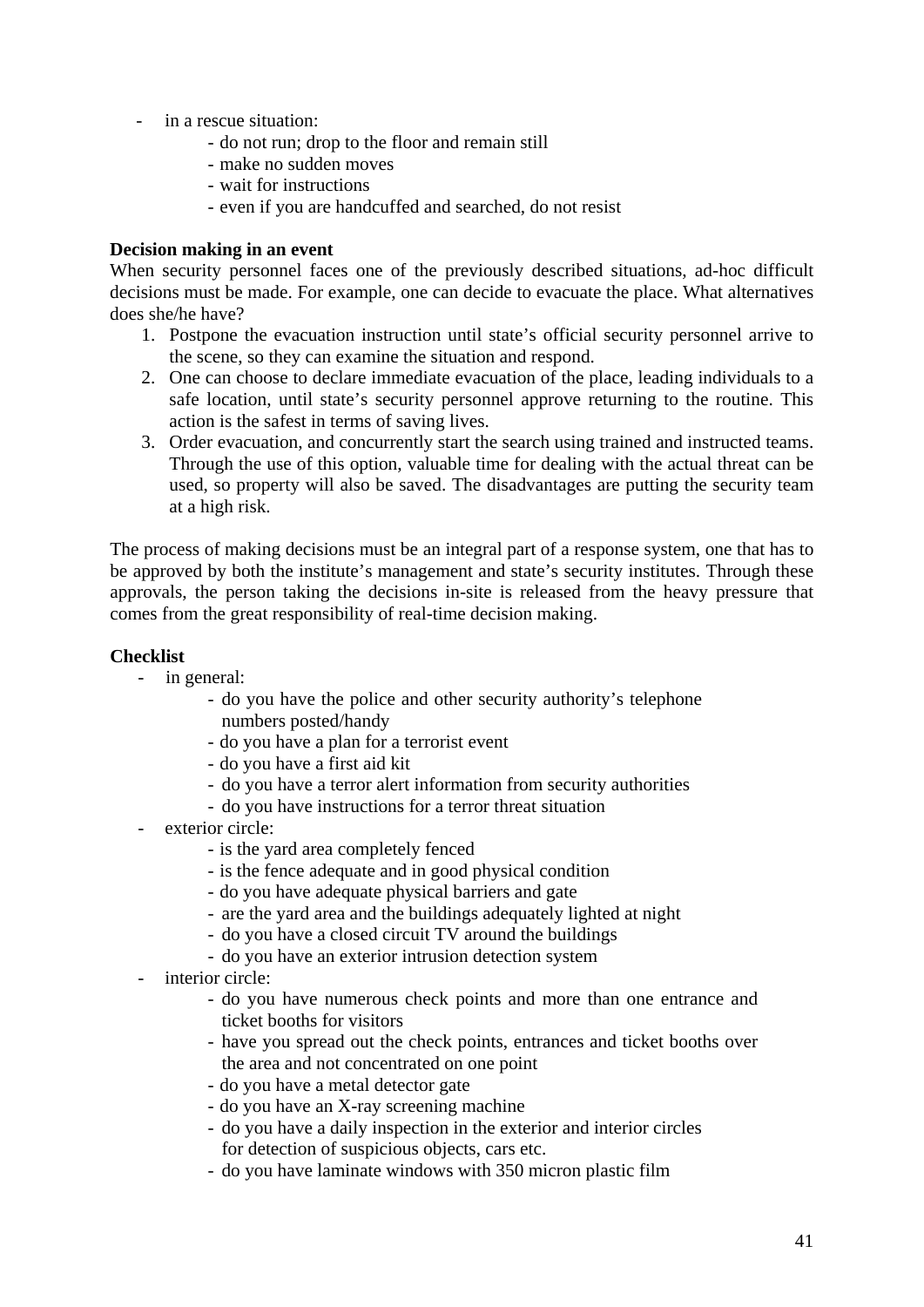- in a rescue situation:
    - do not run; drop to the floor and remain still
    - make no sudden moves
    - wait for instructions
    - even if you are handcuffed and searched, do not resist

**Decision making in an event**

When security personnel faces one of the previously described situations, ad-hoc difficult decisions must be made. For example, one can decide to evacuate the place. What alternatives does she/he have?

1. Postpone the evacuation instruction until state's official security personnel arrive to the scene, so they can examine the situation and respond.
2. One can choose to declare immediate evacuation of the place, leading individuals to a safe location, until state's security personnel approve returning to the routine. This action is the safest in terms of saving lives.
3. Order evacuation, and concurrently start the search using trained and instructed teams. Through the use of this option, valuable time for dealing with the actual threat can be used, so property will also be saved. The disadvantages are putting the security team at a high risk.

The process of making decisions must be an integral part of a response system, one that has to be approved by both the institute's management and state's security institutes. Through these approvals, the person taking the decisions in-site is released from the heavy pressure that comes from the great responsibility of real-time decision making.

**Checklist**

- in general:
    - do you have the police and other security authority's telephone numbers posted/handy
    - do you have a plan for a terrorist event
    - do you have a first aid kit
    - do you have a terror alert information from security authorities
    - do you have instructions for a terror threat situation
- exterior circle:
    - is the yard area completely fenced
    - is the fence adequate and in good physical condition
    - do you have adequate physical barriers and gate
    - are the yard area and the buildings adequately lighted at night
    - do you have a closed circuit TV around the buildings
    - do you have an exterior intrusion detection system
- interior circle:
    - do you have numerous check points and more than one entrance and ticket booths for visitors
    - have you spread out the check points, entrances and ticket booths over the area and not concentrated on one point
    - do you have a metal detector gate
    - do you have an X-ray screening machine
    - do you have a daily inspection in the exterior and interior circles for detection of suspicious objects, cars etc.
    - do you have laminate windows with 350 micron plastic film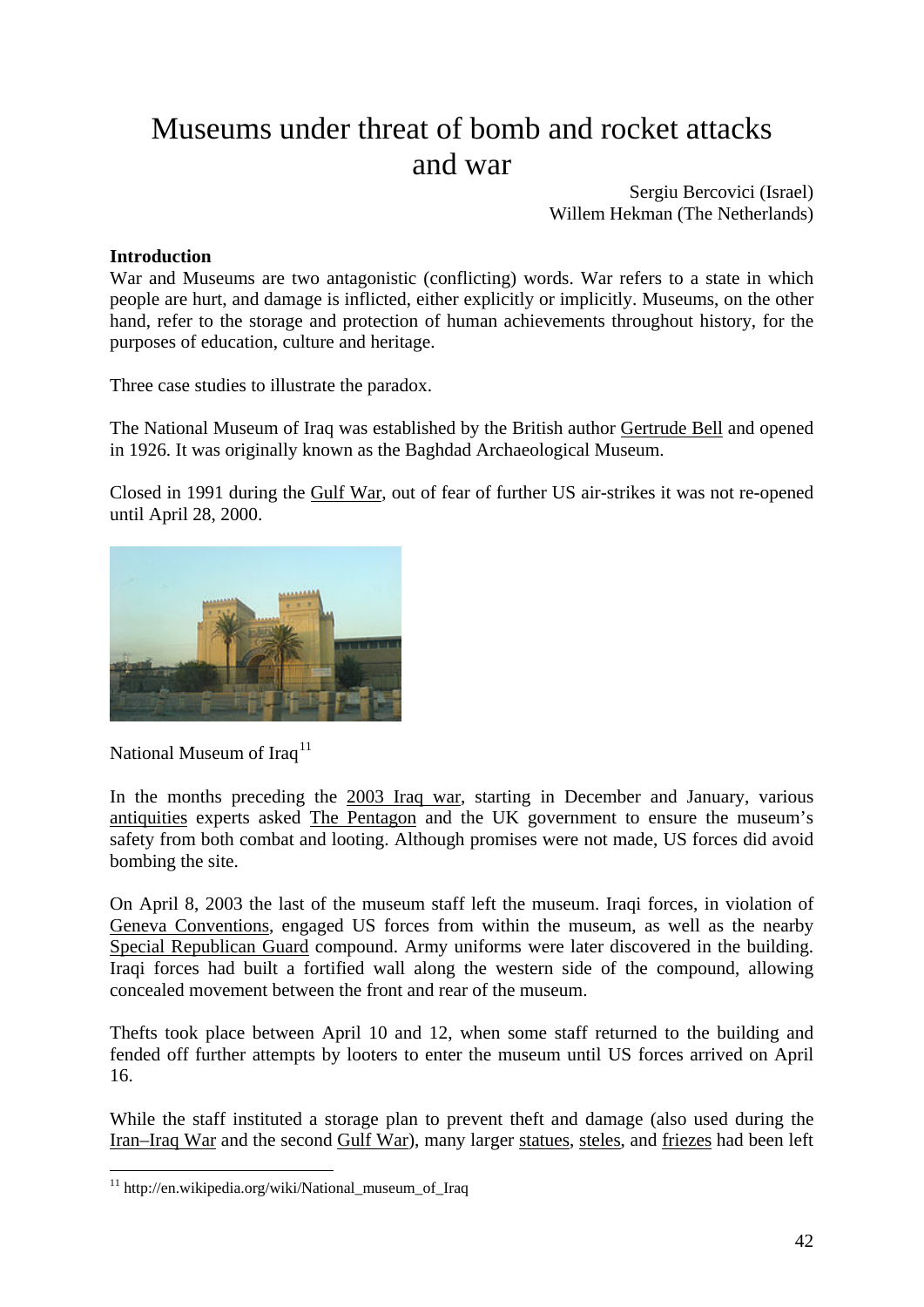# Museums under threat of bomb and rocket attacks and war

Sergiu Bercovici (Israel)
Willem Hekman (The Netherlands)

**Introduction**

War and Museums are two antagonistic (conflicting) words. War refers to a state in which people are hurt, and damage is inflicted, either explicitly or implicitly. Museums, on the other hand, refer to the storage and protection of human achievements throughout history, for the purposes of education, culture and heritage.

Three case studies to illustrate the paradox.

The National Museum of Iraq was established by the British author Gertrude Bell and opened in 1926. It was originally known as the Baghdad Archaeological Museum.

Closed in 1991 during the Gulf War, out of fear of further US air-strikes it was not re-opened until April 28, 2000.

National Museum of Iraq[11]

In the months preceding the 2003 Iraq war, starting in December and January, various antiquities experts asked The Pentagon and the UK government to ensure the museum's safety from both combat and looting. Although promises were not made, US forces did avoid bombing the site.

On April 8, 2003 the last of the museum staff left the museum. Iraqi forces, in violation of Geneva Conventions, engaged US forces from within the museum, as well as the nearby Special Republican Guard compound. Army uniforms were later discovered in the building. Iraqi forces had built a fortified wall along the western side of the compound, allowing concealed movement between the front and rear of the museum.

Thefts took place between April 10 and 12, when some staff returned to the building and fended off further attempts by looters to enter the museum until US forces arrived on April 16.

While the staff instituted a storage plan to prevent theft and damage (also used during the Iran–Iraq War and the second Gulf War), many larger statues, steles, and friezes had been left

[11] http://en.wikipedia.org/wiki/National_museum_of_Iraq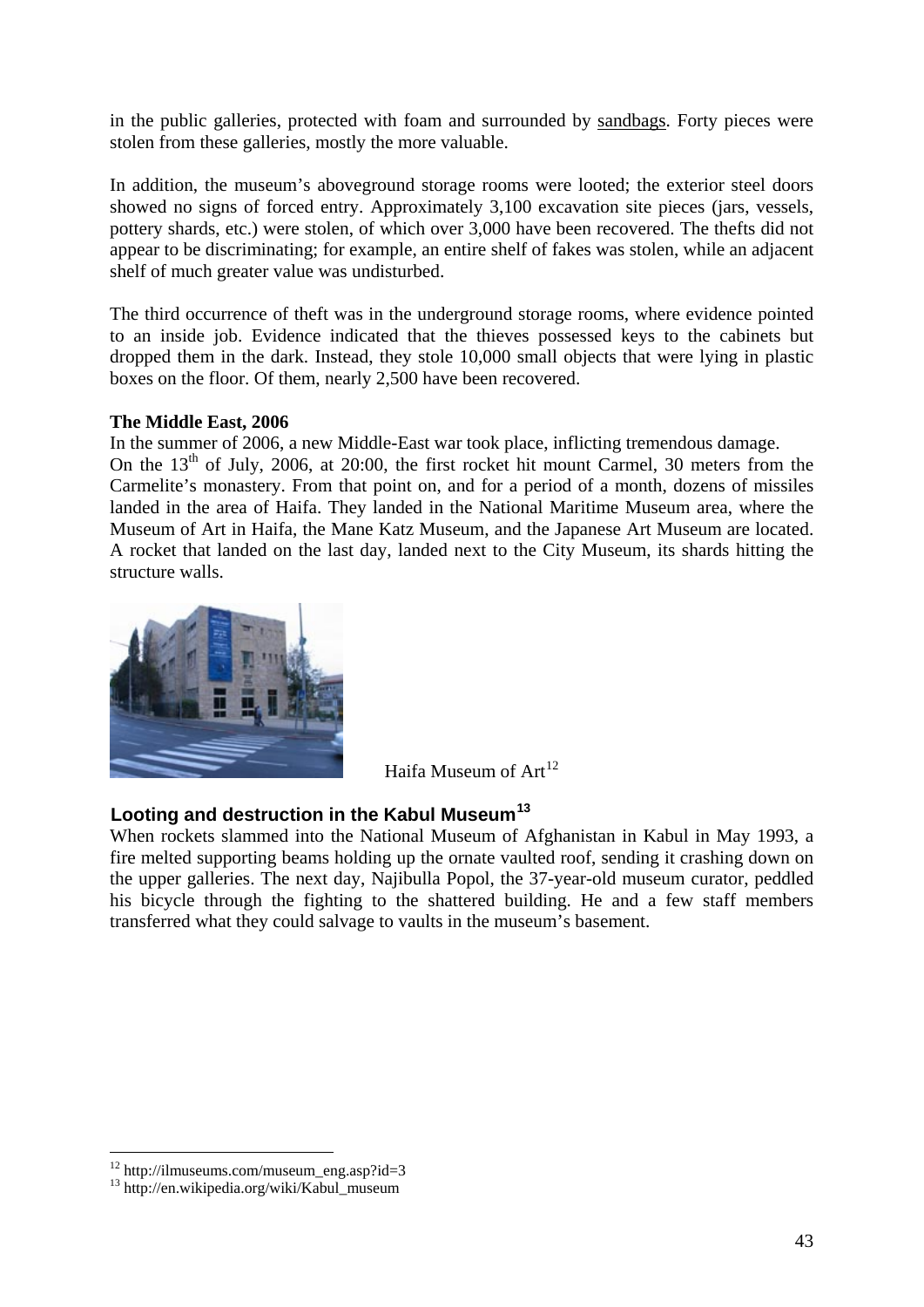in the public galleries, protected with foam and surrounded by sandbags. Forty pieces were stolen from these galleries, mostly the more valuable.

In addition, the museum's aboveground storage rooms were looted; the exterior steel doors showed no signs of forced entry. Approximately 3,100 excavation site pieces (jars, vessels, pottery shards, etc.) were stolen, of which over 3,000 have been recovered. The thefts did not appear to be discriminating; for example, an entire shelf of fakes was stolen, while an adjacent shelf of much greater value was undisturbed.

The third occurrence of theft was in the underground storage rooms, where evidence pointed to an inside job. Evidence indicated that the thieves possessed keys to the cabinets but dropped them in the dark. Instead, they stole 10,000 small objects that were lying in plastic boxes on the floor. Of them, nearly 2,500 have been recovered.

**The Middle East, 2006**

In the summer of 2006, a new Middle-East war took place, inflicting tremendous damage.
On the 13th of July, 2006, at 20:00, the first rocket hit mount Carmel, 30 meters from the Carmelite's monastery. From that point on, and for a period of a month, dozens of missiles landed in the area of Haifa. They landed in the National Maritime Museum area, where the Museum of Art in Haifa, the Mane Katz Museum, and the Japanese Art Museum are located. A rocket that landed on the last day, landed next to the City Museum, its shards hitting the structure walls.

Haifa Museum of Art[12]

## Looting and destruction in the Kabul Museum[13]

When rockets slammed into the National Museum of Afghanistan in Kabul in May 1993, a fire melted supporting beams holding up the ornate vaulted roof, sending it crashing down on the upper galleries. The next day, Najibulla Popol, the 37-year-old museum curator, peddled his bicycle through the fighting to the shattered building. He and a few staff members transferred what they could salvage to vaults in the museum's basement.

[12] http://ilmuseums.com/museum_eng.asp?id=3
[13] http://en.wikipedia.org/wiki/Kabul_museum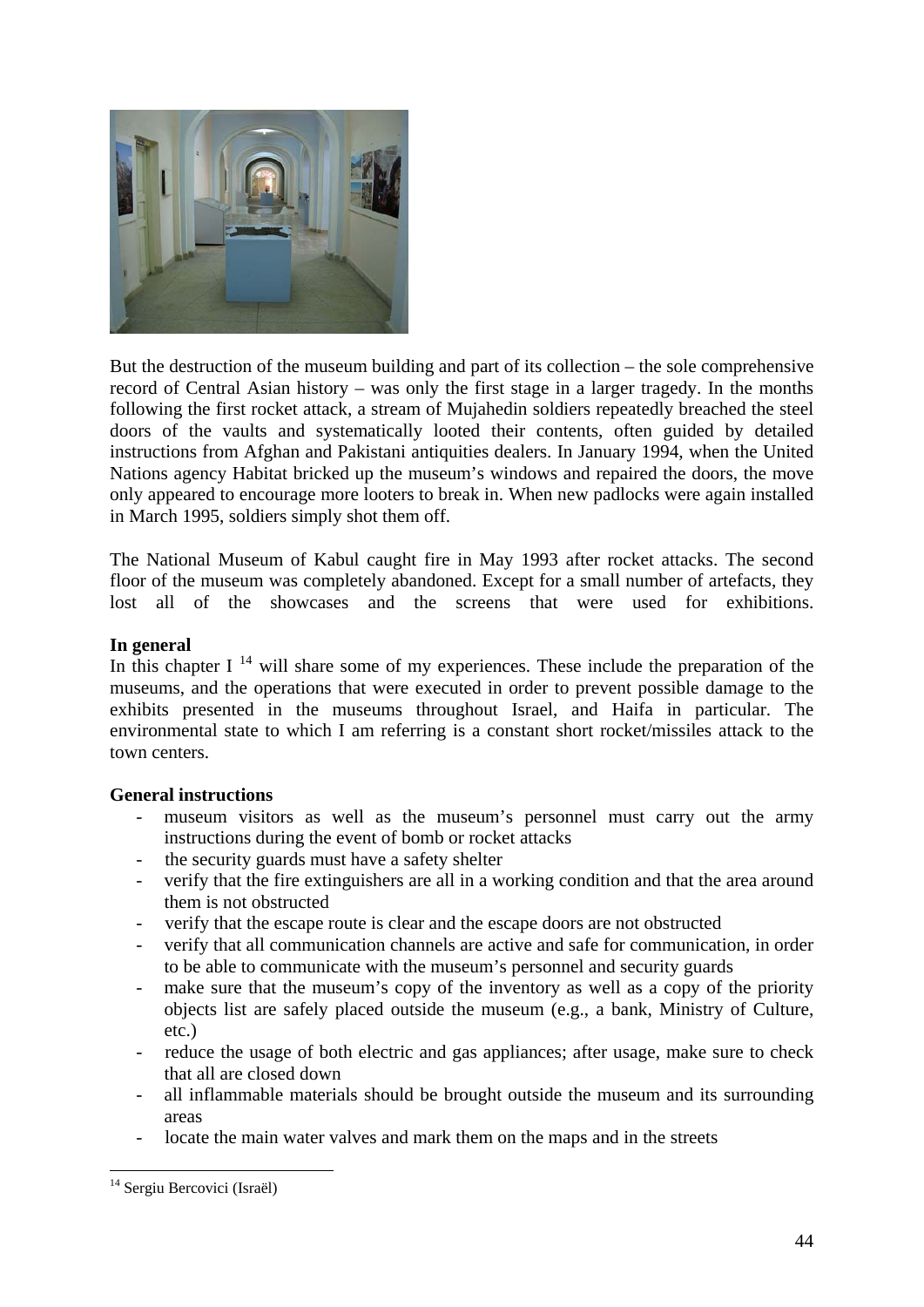But the destruction of the museum building and part of its collection – the sole comprehensive record of Central Asian history – was only the first stage in a larger tragedy. In the months following the first rocket attack, a stream of Mujahedin soldiers repeatedly breached the steel doors of the vaults and systematically looted their contents, often guided by detailed instructions from Afghan and Pakistani antiquities dealers. In January 1994, when the United Nations agency Habitat bricked up the museum's windows and repaired the doors, the move only appeared to encourage more looters to break in. When new padlocks were again installed in March 1995, soldiers simply shot them off.

The National Museum of Kabul caught fire in May 1993 after rocket attacks. The second floor of the museum was completely abandoned. Except for a small number of artefacts, they lost all of the showcases and the screens that were used for exhibitions.

**In general**

In this chapter I [14] will share some of my experiences. These include the preparation of the museums, and the operations that were executed in order to prevent possible damage to the exhibits presented in the museums throughout Israel, and Haifa in particular. The environmental state to which I am referring is a constant short rocket/missiles attack to the town centers.

**General instructions**

- museum visitors as well as the museum's personnel must carry out the army instructions during the event of bomb or rocket attacks
- the security guards must have a safety shelter
- verify that the fire extinguishers are all in a working condition and that the area around them is not obstructed
- verify that the escape route is clear and the escape doors are not obstructed
- verify that all communication channels are active and safe for communication, in order to be able to communicate with the museum's personnel and security guards
- make sure that the museum's copy of the inventory as well as a copy of the priority objects list are safely placed outside the museum (e.g., a bank, Ministry of Culture, etc.)
- reduce the usage of both electric and gas appliances; after usage, make sure to check that all are closed down
- all inflammable materials should be brought outside the museum and its surrounding areas
- locate the main water valves and mark them on the maps and in the streets

[14] Sergiu Bercovici (Israël)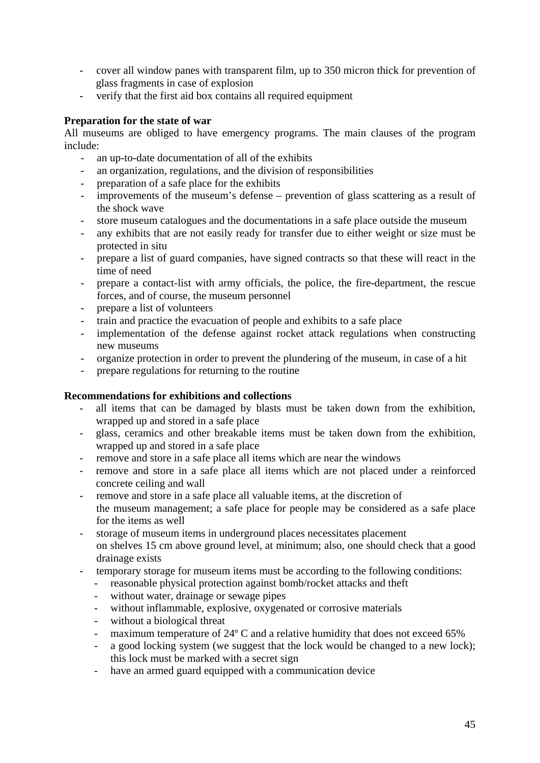- cover all window panes with transparent film, up to 350 micron thick for prevention of glass fragments in case of explosion
- verify that the first aid box contains all required equipment

**Preparation for the state of war**

All museums are obliged to have emergency programs. The main clauses of the program include:

- an up-to-date documentation of all of the exhibits
- an organization, regulations, and the division of responsibilities
- preparation of a safe place for the exhibits
- improvements of the museum's defense – prevention of glass scattering as a result of the shock wave
- store museum catalogues and the documentations in a safe place outside the museum
- any exhibits that are not easily ready for transfer due to either weight or size must be protected in situ
- prepare a list of guard companies, have signed contracts so that these will react in the time of need
- prepare a contact-list with army officials, the police, the fire-department, the rescue forces, and of course, the museum personnel
- prepare a list of volunteers
- train and practice the evacuation of people and exhibits to a safe place
- implementation of the defense against rocket attack regulations when constructing new museums
- organize protection in order to prevent the plundering of the museum, in case of a hit
- prepare regulations for returning to the routine

**Recommendations for exhibitions and collections**

- all items that can be damaged by blasts must be taken down from the exhibition, wrapped up and stored in a safe place
- glass, ceramics and other breakable items must be taken down from the exhibition, wrapped up and stored in a safe place
- remove and store in a safe place all items which are near the windows
- remove and store in a safe place all items which are not placed under a reinforced concrete ceiling and wall
- remove and store in a safe place all valuable items, at the discretion of the museum management; a safe place for people may be considered as a safe place for the items as well
- storage of museum items in underground places necessitates placement on shelves 15 cm above ground level, at minimum; also, one should check that a good drainage exists
- temporary storage for museum items must be according to the following conditions:
  - reasonable physical protection against bomb/rocket attacks and theft
  - without water, drainage or sewage pipes
  - without inflammable, explosive, oxygenated or corrosive materials
  - without a biological threat
  - maximum temperature of 24º C and a relative humidity that does not exceed 65%
  - a good locking system (we suggest that the lock would be changed to a new lock); this lock must be marked with a secret sign
  - have an armed guard equipped with a communication device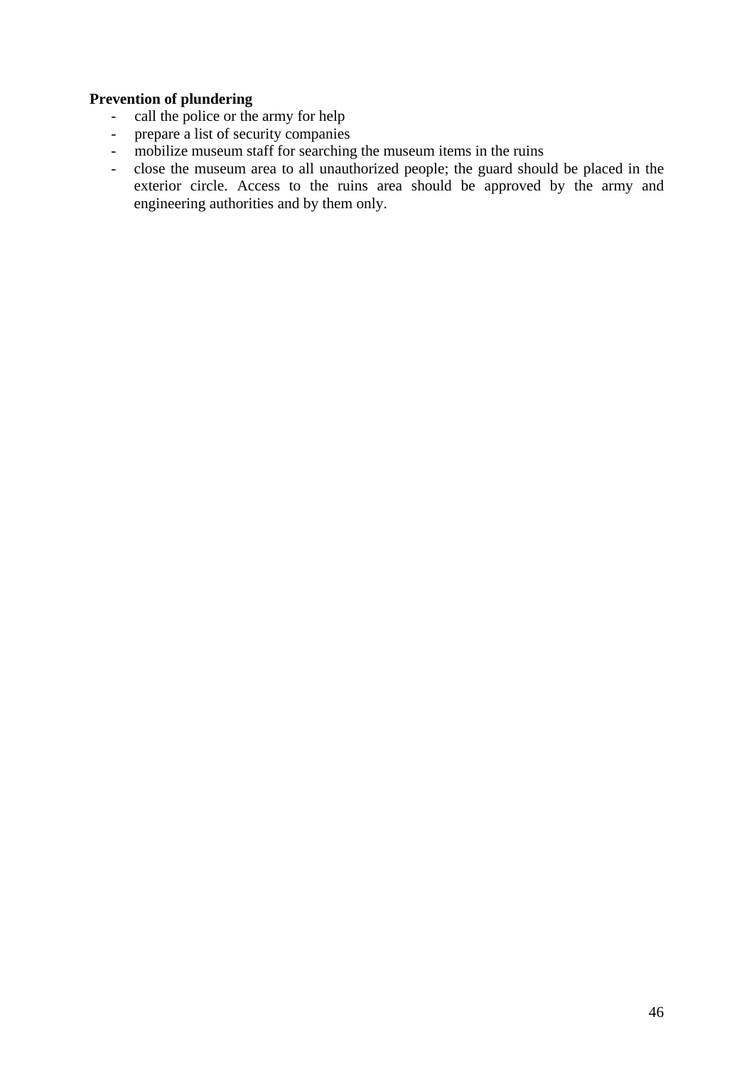**Prevention of plundering**

- call the police or the army for help
- prepare a list of security companies
- mobilize museum staff for searching the museum items in the ruins
- close the museum area to all unauthorized people; the guard should be placed in the exterior circle. Access to the ruins area should be approved by the army and engineering authorities and by them only.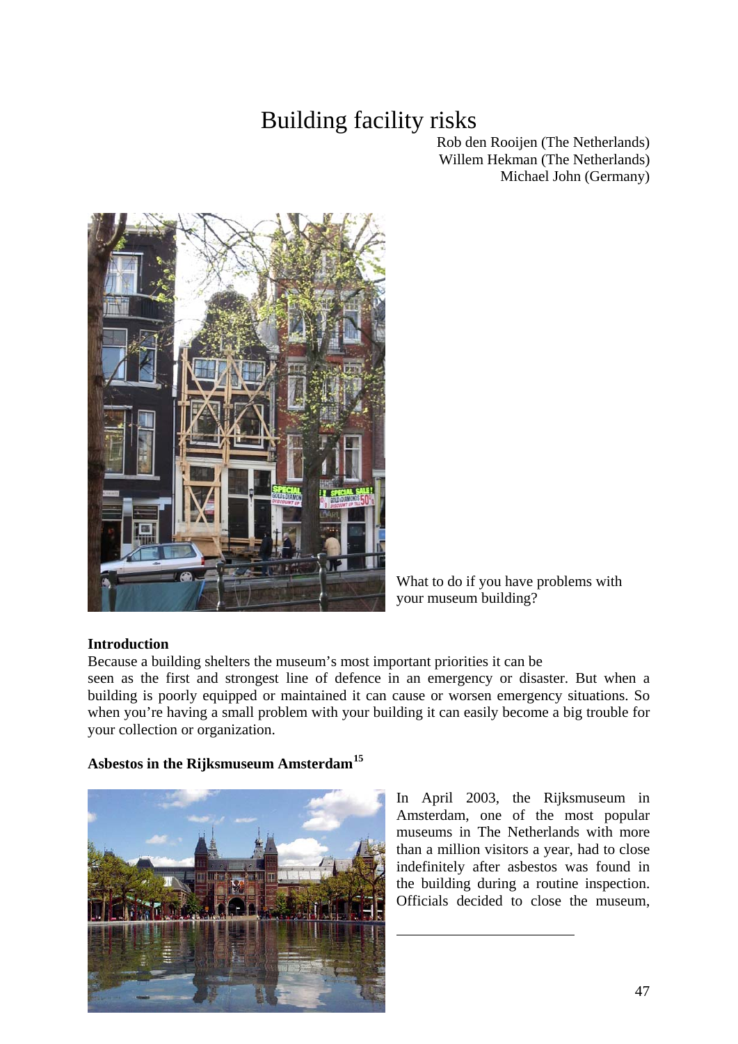# Building facility risks

Rob den Rooijen (The Netherlands)
Willem Hekman (The Netherlands)
Michael John (Germany)

What to do if you have problems with your museum building?

### Introduction

Because a building shelters the museum's most important priorities it can be seen as the first and strongest line of defence in an emergency or disaster. But when a building is poorly equipped or maintained it can cause or worsen emergency situations. So when you're having a small problem with your building it can easily become a big trouble for your collection or organization.

### Asbestos in the Rijksmuseum Amsterdam[15]

In April 2003, the Rijksmuseum in Amsterdam, one of the most popular museums in The Netherlands with more than a million visitors a year, had to close indefinitely after asbestos was found in the building during a routine inspection. Officials decided to close the museum,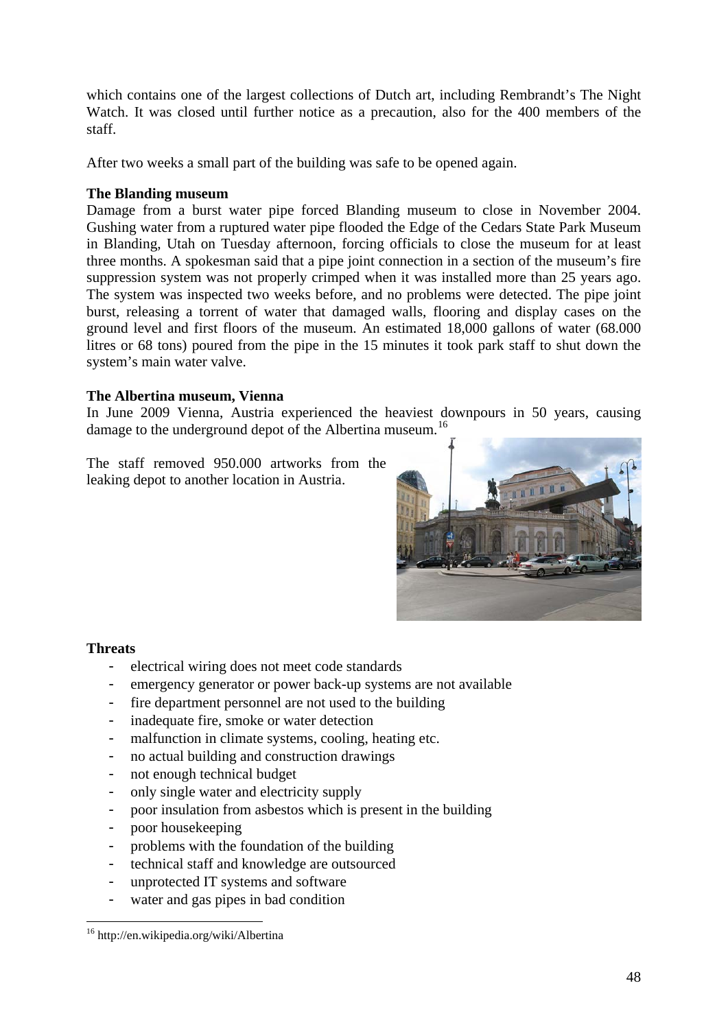which contains one of the largest collections of Dutch art, including Rembrandt's The Night Watch. It was closed until further notice as a precaution, also for the 400 members of the staff.

After two weeks a small part of the building was safe to be opened again.

**The Blanding museum**

Damage from a burst water pipe forced Blanding museum to close in November 2004. Gushing water from a ruptured water pipe flooded the Edge of the Cedars State Park Museum in Blanding, Utah on Tuesday afternoon, forcing officials to close the museum for at least three months. A spokesman said that a pipe joint connection in a section of the museum's fire suppression system was not properly crimped when it was installed more than 25 years ago. The system was inspected two weeks before, and no problems were detected. The pipe joint burst, releasing a torrent of water that damaged walls, flooring and display cases on the ground level and first floors of the museum. An estimated 18,000 gallons of water (68.000 litres or 68 tons) poured from the pipe in the 15 minutes it took park staff to shut down the system's main water valve.

**The Albertina museum, Vienna**

In June 2009 Vienna, Austria experienced the heaviest downpours in 50 years, causing damage to the underground depot of the Albertina museum.[16]

The staff removed 950.000 artworks from the leaking depot to another location in Austria.

**Threats**

- electrical wiring does not meet code standards
- emergency generator or power back-up systems are not available
- fire department personnel are not used to the building
- inadequate fire, smoke or water detection
- malfunction in climate systems, cooling, heating etc.
- no actual building and construction drawings
- not enough technical budget
- only single water and electricity supply
- poor insulation from asbestos which is present in the building
- poor housekeeping
- problems with the foundation of the building
- technical staff and knowledge are outsourced
- unprotected IT systems and software
- water and gas pipes in bad condition

[16] http://en.wikipedia.org/wiki/Albertina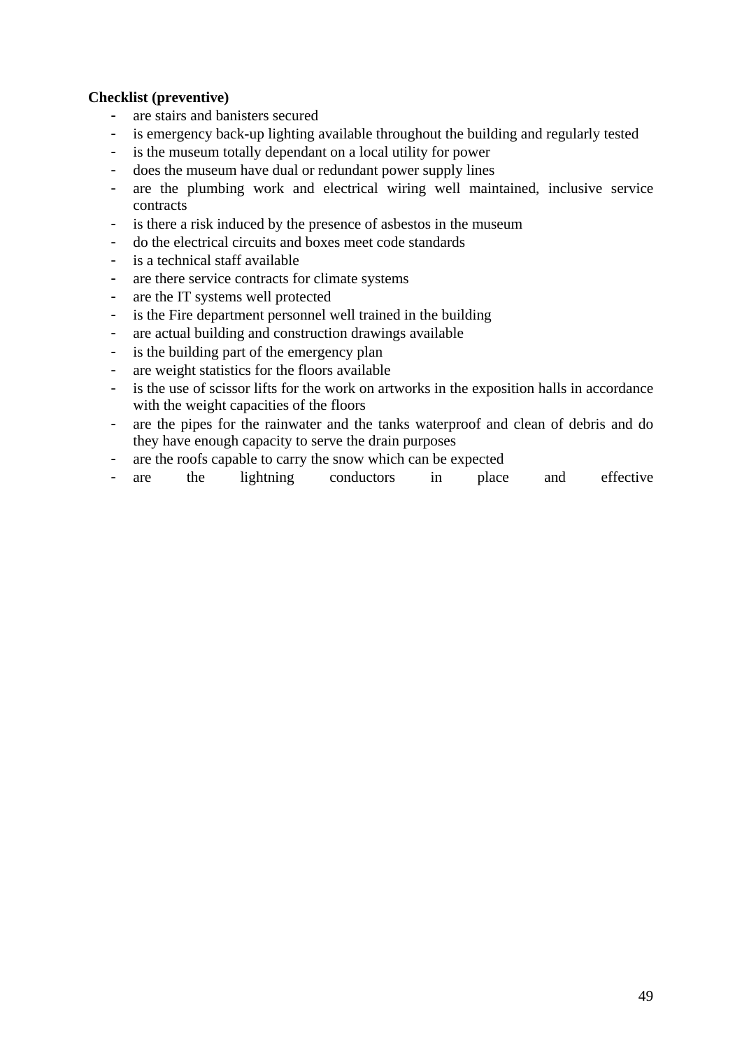**Checklist (preventive)**

- are stairs and banisters secured
- is emergency back-up lighting available throughout the building and regularly tested
- is the museum totally dependant on a local utility for power
- does the museum have dual or redundant power supply lines
- are the plumbing work and electrical wiring well maintained, inclusive service contracts
- is there a risk induced by the presence of asbestos in the museum
- do the electrical circuits and boxes meet code standards
- is a technical staff available
- are there service contracts for climate systems
- are the IT systems well protected
- is the Fire department personnel well trained in the building
- are actual building and construction drawings available
- is the building part of the emergency plan
- are weight statistics for the floors available
- is the use of scissor lifts for the work on artworks in the exposition halls in accordance with the weight capacities of the floors
- are the pipes for the rainwater and the tanks waterproof and clean of debris and do they have enough capacity to serve the drain purposes
- are the roofs capable to carry the snow which can be expected
- are the lightning conductors in place and effective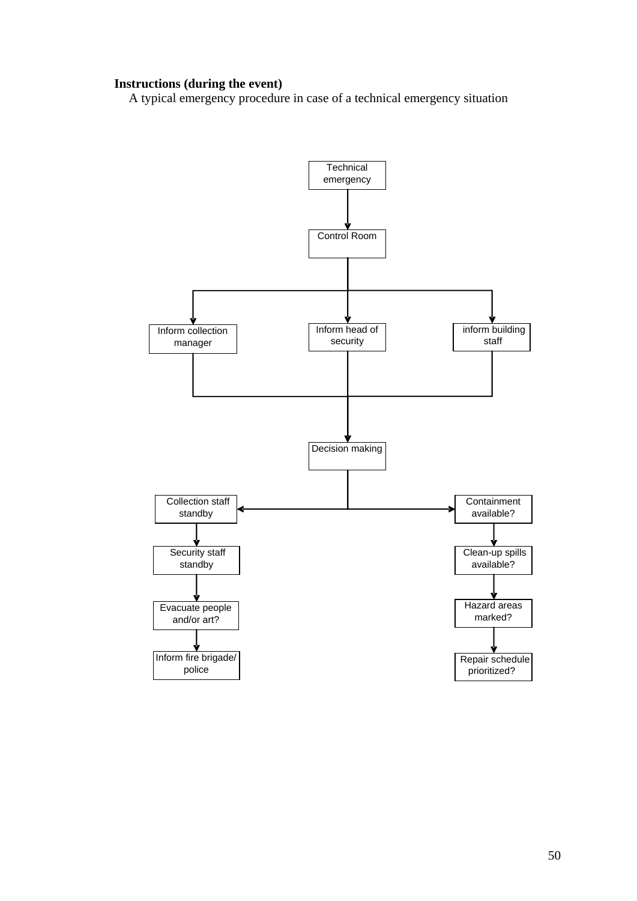**Instructions (during the event)**

A typical emergency procedure in case of a technical emergency situation

Technical emergency

Control Room

Inform collection manager

Inform head of security

inform building staff

Decision making

Collection staff standby

Security staff standby

Evacuate people and/or art?

Inform fire brigade/ police

Containment available?

Clean-up spills available?

Hazard areas marked?

Repair schedule prioritized?